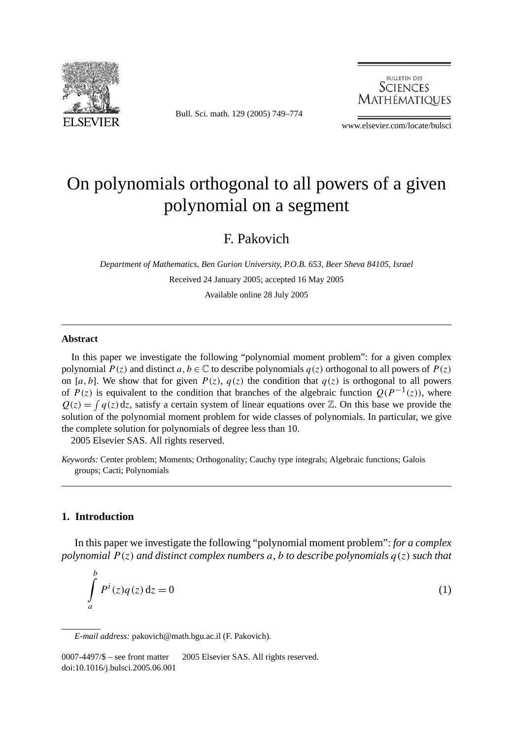# On polynomials orthogonal to all powers of a given polynomial on a segment

F. Pakovich

*Department of Mathematics, Ben Gurion University, P.O.B. 653, Beer Sheva 84105, Israel*

Received 24 January 2005; accepted 16 May 2005

Available online 28 July 2005

## Abstract

In this paper we investigate the following "polynomial moment problem": for a given complex polynomial $P(z)$ and distinct $a, b \in \mathbb{C}$ to describe polynomials $q(z)$ orthogonal to all powers of $P(z)$ on $[a, b]$. We show that for given $P(z)$, $q(z)$ the condition that $q(z)$ is orthogonal to all powers of $P(z)$ is equivalent to the condition that branches of the algebraic function $Q(P^{-1}(z))$, where $Q(z) = \int q(z)\,\mathrm{d}z$, satisfy a certain system of linear equations over $\mathbb{Z}$. On this base we provide the solution of the polynomial moment problem for wide classes of polynomials. In particular, we give the complete solution for polynomials of degree less than 10.

2005 Elsevier SAS. All rights reserved.

*Keywords:* Center problem; Moments; Orthogonality; Cauchy type integrals; Algebraic functions; Galois groups; Cacti; Polynomials

## 1. Introduction

In this paper we investigate the following "polynomial moment problem": *for a complex polynomial $P(z)$ and distinct complex numbers $a, b$ to describe polynomials $q(z)$ such that*

$$\int_a^b P^i(z) q(z)\,\mathrm{d}z = 0 \tag{1}$$

*E-mail address:* pakovich@math.bgu.ac.il (F. Pakovich).

0007-4497/$ – see front matter 2005 Elsevier SAS. All rights reserved.
doi:10.1016/j.bulsci.2005.06.001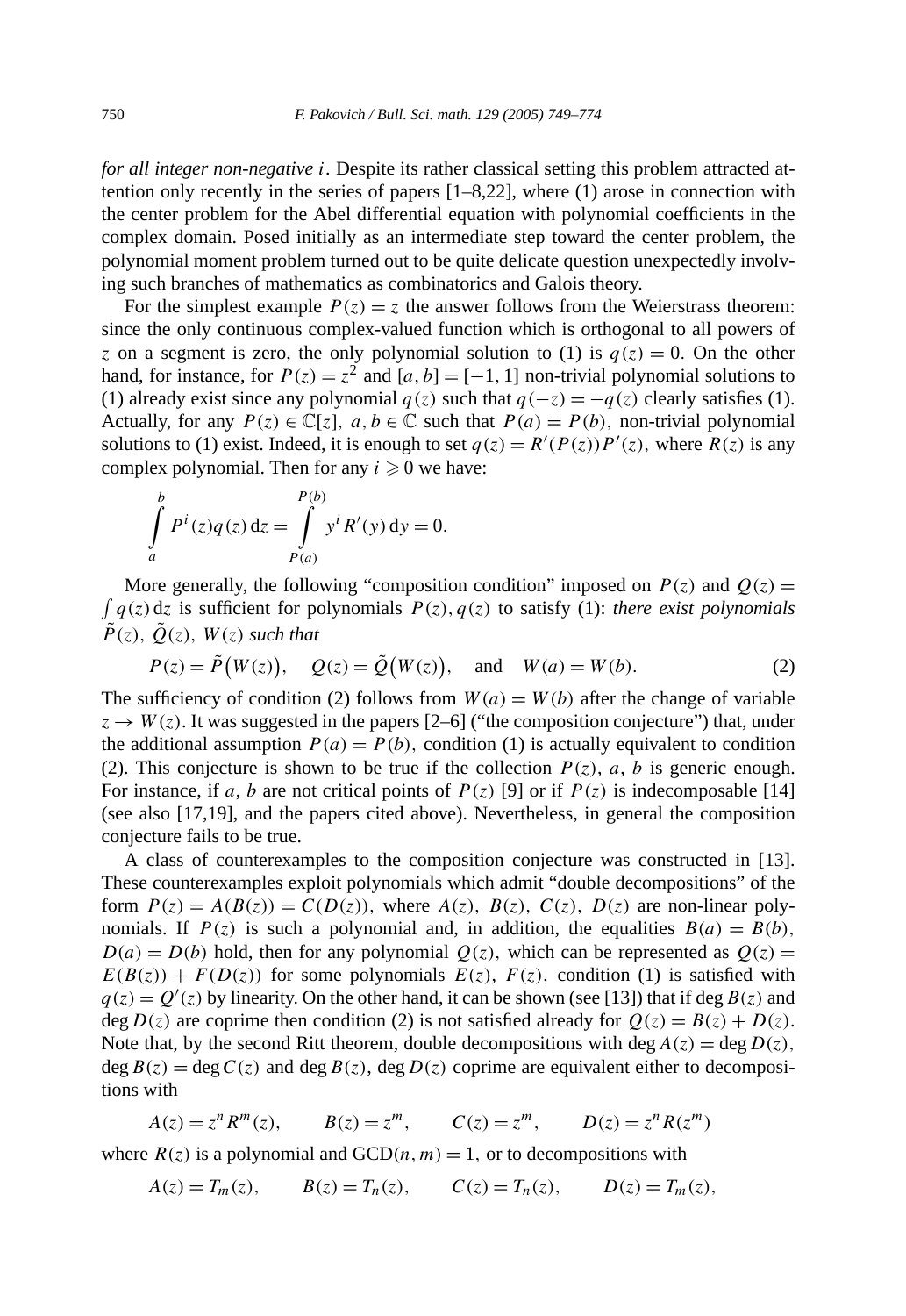*for all integer non-negative $i$.* Despite its rather classical setting this problem attracted attention only recently in the series of papers [1–8,22], where (1) arose in connection with the center problem for the Abel differential equation with polynomial coefficients in the complex domain. Posed initially as an intermediate step toward the center problem, the polynomial moment problem turned out to be quite delicate question unexpectedly involving such branches of mathematics as combinatorics and Galois theory.

For the simplest example $P(z) = z$ the answer follows from the Weierstrass theorem: since the only continuous complex-valued function which is orthogonal to all powers of $z$ on a segment is zero, the only polynomial solution to (1) is $q(z) = 0$. On the other hand, for instance, for $P(z) = z^2$ and $[a, b] = [-1, 1]$ non-trivial polynomial solutions to (1) already exist since any polynomial $q(z)$ such that $q(-z) = -q(z)$ clearly satisfies (1). Actually, for any $P(z) \in \mathbb{C}[z]$, $a, b \in \mathbb{C}$ such that $P(a) = P(b)$, non-trivial polynomial solutions to (1) exist. Indeed, it is enough to set $q(z) = R'(P(z))P'(z)$, where $R(z)$ is any complex polynomial. Then for any $i \geqslant 0$ we have:

$$\int_a^b P^i(z) q(z)\, \mathrm{d}z = \int_{P(a)}^{P(b)} y^i R'(y)\, \mathrm{d}y = 0.$$

More generally, the following "composition condition" imposed on $P(z)$ and $Q(z) = \int q(z)\, \mathrm{d}z$ is sufficient for polynomials $P(z), q(z)$ to satisfy (1): *there exist polynomials* $\tilde{P}(z)$, $\tilde{Q}(z)$, $W(z)$ *such that*

$$P(z) = \tilde{P}\big(W(z)\big), \quad Q(z) = \tilde{Q}\big(W(z)\big), \quad \text{and} \quad W(a) = W(b). \tag{2}$$

The sufficiency of condition (2) follows from $W(a) = W(b)$ after the change of variable $z \to W(z)$. It was suggested in the papers [2–6] ("the composition conjecture") that, under the additional assumption $P(a) = P(b)$, condition (1) is actually equivalent to condition (2). This conjecture is shown to be true if the collection $P(z)$, $a$, $b$ is generic enough. For instance, if $a$, $b$ are not critical points of $P(z)$ [9] or if $P(z)$ is indecomposable [14] (see also [17,19], and the papers cited above). Nevertheless, in general the composition conjecture fails to be true.

A class of counterexamples to the composition conjecture was constructed in [13]. These counterexamples exploit polynomials which admit "double decompositions" of the form $P(z) = A(B(z)) = C(D(z))$, where $A(z)$, $B(z)$, $C(z)$, $D(z)$ are non-linear polynomials. If $P(z)$ is such a polynomial and, in addition, the equalities $B(a) = B(b)$, $D(a) = D(b)$ hold, then for any polynomial $Q(z)$, which can be represented as $Q(z) = E(B(z)) + F(D(z))$ for some polynomials $E(z)$, $F(z)$, condition (1) is satisfied with $q(z) = Q'(z)$ by linearity. On the other hand, it can be shown (see [13]) that if $\deg B(z)$ and $\deg D(z)$ are coprime then condition (2) is not satisfied already for $Q(z) = B(z) + D(z)$. Note that, by the second Ritt theorem, double decompositions with $\deg A(z) = \deg D(z)$, $\deg B(z) = \deg C(z)$ and $\deg B(z)$, $\deg D(z)$ coprime are equivalent either to decompositions with

$$A(z) = z^n R^m(z), \qquad B(z) = z^m, \qquad C(z) = z^m, \qquad D(z) = z^n R(z^m)$$

where $R(z)$ is a polynomial and $\mathrm{GCD}(n, m) = 1$, or to decompositions with

$$A(z) = T_m(z), \qquad B(z) = T_n(z), \qquad C(z) = T_n(z), \qquad D(z) = T_m(z),$$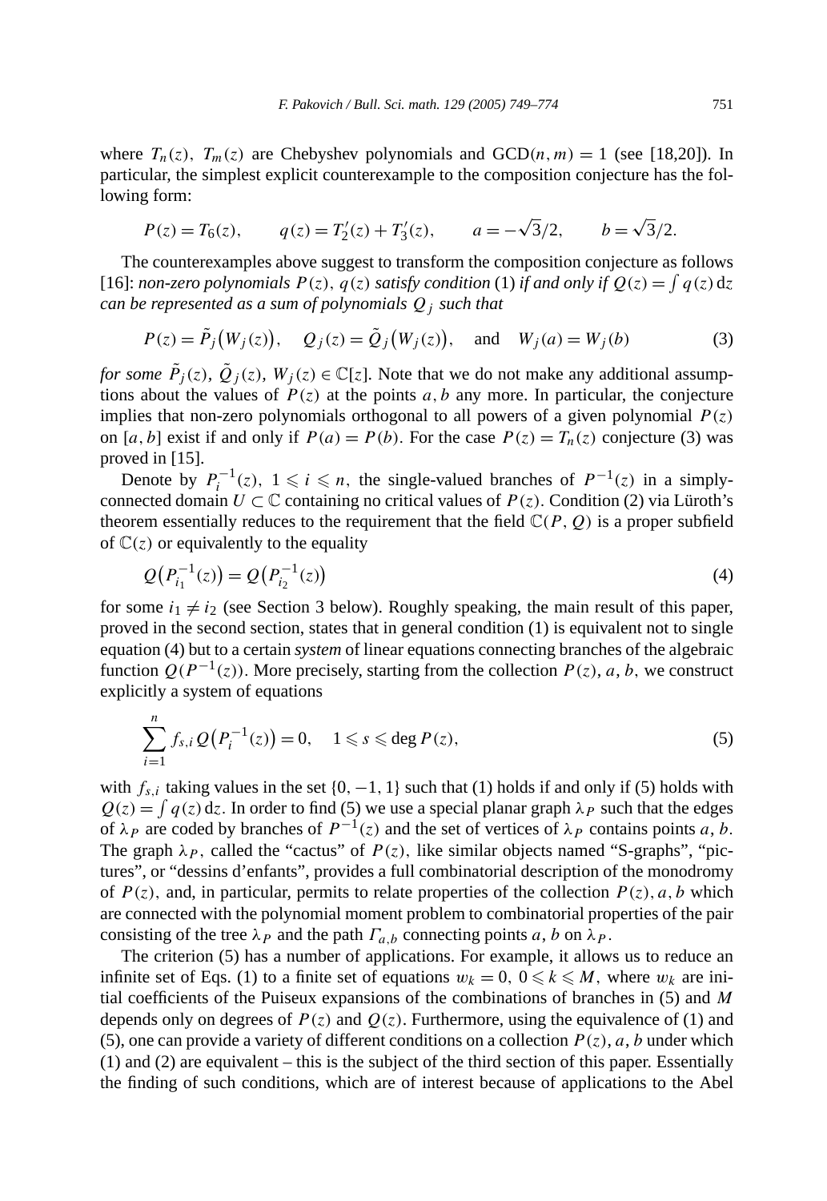where $T_n(z)$, $T_m(z)$ are Chebyshev polynomials and $\mathrm{GCD}(n,m)=1$ (see [18,20]). In particular, the simplest explicit counterexample to the composition conjecture has the following form:

$$P(z)=T_6(z), \qquad q(z)=T_2'(z)+T_3'(z), \qquad a=-\sqrt{3}/2, \qquad b=\sqrt{3}/2.$$

The counterexamples above suggest to transform the composition conjecture as follows [16]: *non-zero polynomials $P(z)$, $q(z)$ satisfy condition* (1) *if and only if $Q(z)=\int q(z)\,\mathrm{d}z$ can be represented as a sum of polynomials $Q_j$ such that*

$$P(z)=\tilde{P}_j\big(W_j(z)\big), \quad Q_j(z)=\tilde{Q}_j\big(W_j(z)\big), \quad \text{and} \quad W_j(a)=W_j(b) \tag{3}$$

*for some $\tilde{P}_j(z)$, $\tilde{Q}_j(z)$, $W_j(z)\in\mathbb{C}[z]$.* Note that we do not make any additional assumptions about the values of $P(z)$ at the points $a,b$ any more. In particular, the conjecture implies that non-zero polynomials orthogonal to all powers of a given polynomial $P(z)$ on $[a,b]$ exist if and only if $P(a)=P(b)$. For the case $P(z)=T_n(z)$ conjecture (3) was proved in [15].

Denote by $P_i^{-1}(z)$, $1\leqslant i\leqslant n$, the single-valued branches of $P^{-1}(z)$ in a simply-connected domain $U\subset\mathbb{C}$ containing no critical values of $P(z)$. Condition (2) via Lüroth's theorem essentially reduces to the requirement that the field $\mathbb{C}(P,Q)$ is a proper subfield of $\mathbb{C}(z)$ or equivalently to the equality

$$Q\big(P_{i_1}^{-1}(z)\big)=Q\big(P_{i_2}^{-1}(z)\big) \tag{4}$$

for some $i_1\neq i_2$ (see Section 3 below). Roughly speaking, the main result of this paper, proved in the second section, states that in general condition (1) is equivalent not to single equation (4) but to a certain *system* of linear equations connecting branches of the algebraic function $Q(P^{-1}(z))$. More precisely, starting from the collection $P(z)$, $a$, $b$, we construct explicitly a system of equations

$$\sum_{i=1}^{n} f_{s,i}\,Q\big(P_i^{-1}(z)\big)=0, \quad 1\leqslant s\leqslant \deg P(z), \tag{5}$$

with $f_{s,i}$ taking values in the set $\{0,-1,1\}$ such that (1) holds if and only if (5) holds with $Q(z)=\int q(z)\,\mathrm{d}z$. In order to find (5) we use a special planar graph $\lambda_P$ such that the edges of $\lambda_P$ are coded by branches of $P^{-1}(z)$ and the set of vertices of $\lambda_P$ contains points $a$, $b$. The graph $\lambda_P$, called the "cactus" of $P(z)$, like similar objects named "S-graphs", "pictures", or "dessins d'enfants", provides a full combinatorial description of the monodromy of $P(z)$, and, in particular, permits to relate properties of the collection $P(z), a, b$ which are connected with the polynomial moment problem to combinatorial properties of the pair consisting of the tree $\lambda_P$ and the path $\Gamma_{a,b}$ connecting points $a$, $b$ on $\lambda_P$.

The criterion (5) has a number of applications. For example, it allows us to reduce an infinite set of Eqs. (1) to a finite set of equations $w_k=0$, $0\leqslant k\leqslant M$, where $w_k$ are initial coefficients of the Puiseux expansions of the combinations of branches in (5) and $M$ depends only on degrees of $P(z)$ and $Q(z)$. Furthermore, using the equivalence of (1) and (5), one can provide a variety of different conditions on a collection $P(z), a, b$ under which (1) and (2) are equivalent – this is the subject of the third section of this paper. Essentially the finding of such conditions, which are of interest because of applications to the Abel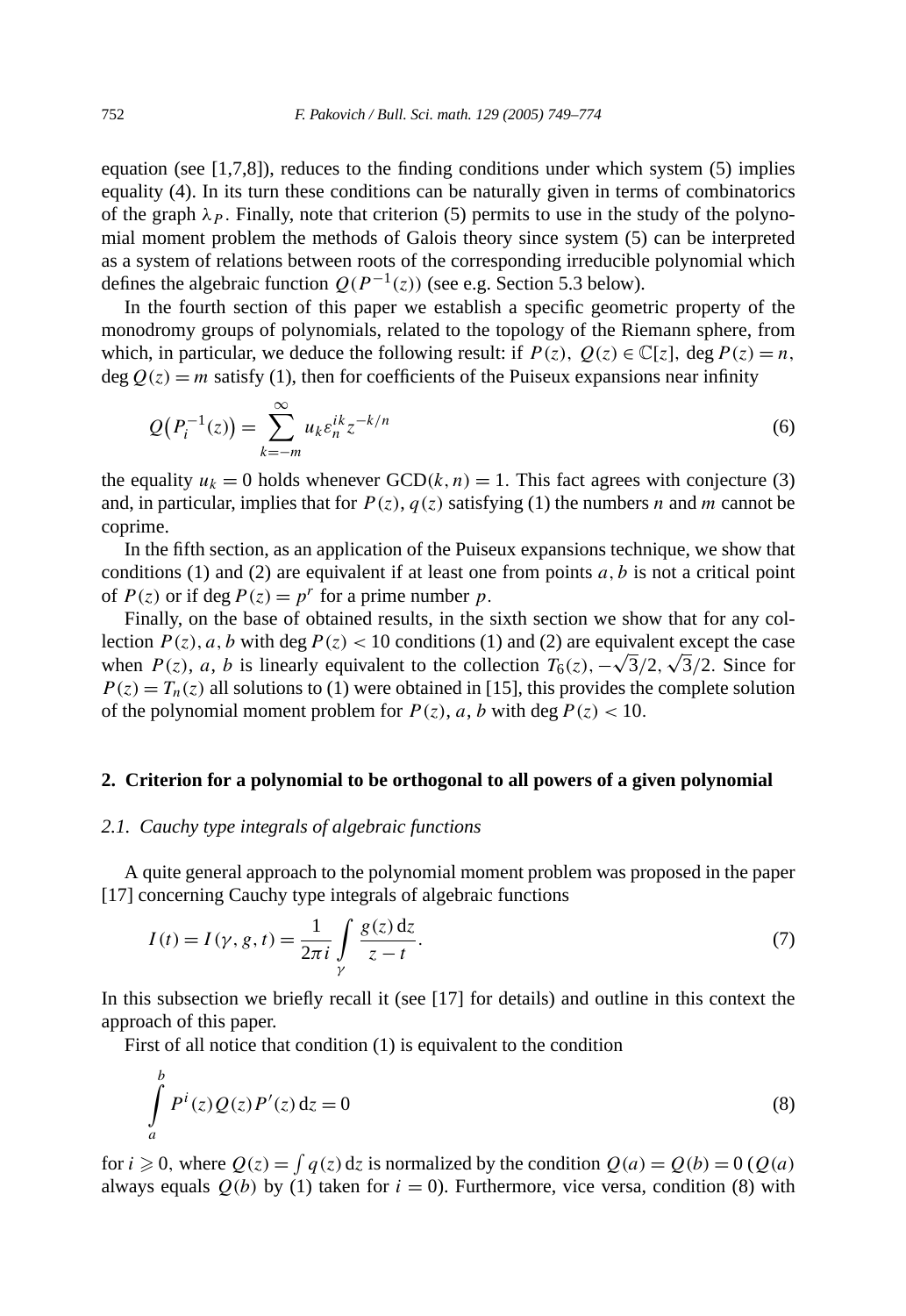equation (see [1,7,8]), reduces to the finding conditions under which system (5) implies equality (4). In its turn these conditions can be naturally given in terms of combinatorics of the graph $\lambda_P$. Finally, note that criterion (5) permits to use in the study of the polynomial moment problem the methods of Galois theory since system (5) can be interpreted as a system of relations between roots of the corresponding irreducible polynomial which defines the algebraic function $Q(P^{-1}(z))$ (see e.g. Section 5.3 below).

In the fourth section of this paper we establish a specific geometric property of the monodromy groups of polynomials, related to the topology of the Riemann sphere, from which, in particular, we deduce the following result: if $P(z),\ Q(z) \in \mathbb{C}[z],\ \deg P(z) = n$, $\deg Q(z) = m$ satisfy (1), then for coefficients of the Puiseux expansions near infinity

$$Q\big(P_i^{-1}(z)\big) = \sum_{k=-m}^{\infty} u_k \varepsilon_n^{ik} z^{-k/n} \tag{6}$$

the equality $u_k = 0$ holds whenever $\mathrm{GCD}(k, n) = 1$. This fact agrees with conjecture (3) and, in particular, implies that for $P(z), q(z)$ satisfying (1) the numbers $n$ and $m$ cannot be coprime.

In the fifth section, as an application of the Puiseux expansions technique, we show that conditions (1) and (2) are equivalent if at least one from points $a, b$ is not a critical point of $P(z)$ or if $\deg P(z) = p^r$ for a prime number $p$.

Finally, on the base of obtained results, in the sixth section we show that for any collection $P(z), a, b$ with $\deg P(z) < 10$ conditions (1) and (2) are equivalent except the case when $P(z)$, $a$, $b$ is linearly equivalent to the collection $T_6(z), -\sqrt{3}/2, \sqrt{3}/2$. Since for $P(z) = T_n(z)$ all solutions to (1) were obtained in [15], this provides the complete solution of the polynomial moment problem for $P(z)$, $a$, $b$ with $\deg P(z) < 10$.

## 2. Criterion for a polynomial to be orthogonal to all powers of a given polynomial

### *2.1. Cauchy type integrals of algebraic functions*

A quite general approach to the polynomial moment problem was proposed in the paper [17] concerning Cauchy type integrals of algebraic functions

$$I(t) = I(\gamma, g, t) = \frac{1}{2\pi i} \int\limits_{\gamma} \frac{g(z)\,\mathrm{d}z}{z - t}. \tag{7}$$

In this subsection we briefly recall it (see [17] for details) and outline in this context the approach of this paper.

First of all notice that condition (1) is equivalent to the condition

$$\int\limits_a^b P^i(z) Q(z) P'(z)\,\mathrm{d}z = 0 \tag{8}$$

for $i \geqslant 0$, where $Q(z) = \int q(z)\,\mathrm{d}z$ is normalized by the condition $Q(a) = Q(b) = 0$ ($Q(a)$ always equals $Q(b)$ by (1) taken for $i = 0$). Furthermore, vice versa, condition (8) with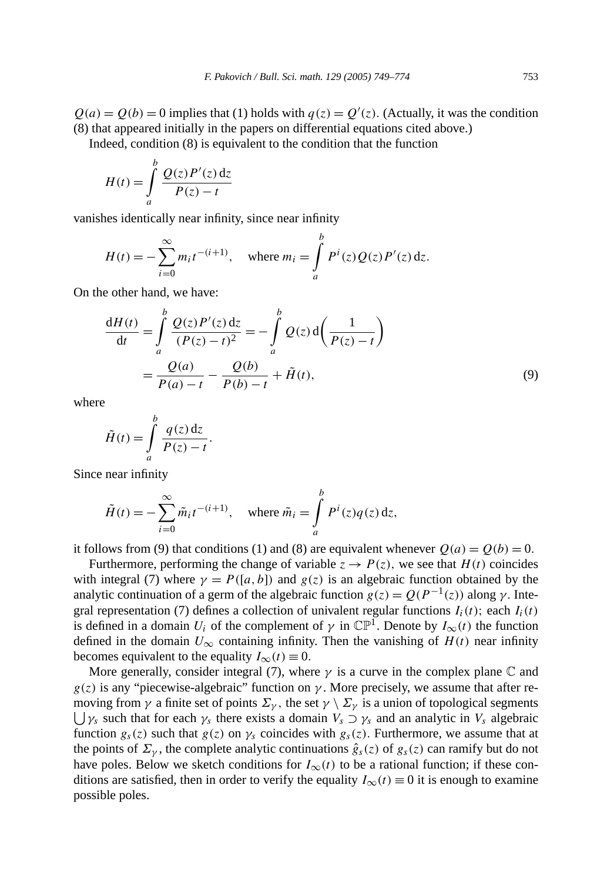$Q(a) = Q(b) = 0$ implies that (1) holds with $q(z) = Q'(z)$. (Actually, it was the condition (8) that appeared initially in the papers on differential equations cited above.)

Indeed, condition (8) is equivalent to the condition that the function

$$H(t) = \int_a^b \frac{Q(z)P'(z)\,\mathrm{d}z}{P(z) - t}$$

vanishes identically near infinity, since near infinity

$$H(t) = -\sum_{i=0}^{\infty} m_i t^{-(i+1)}, \quad \text{where } m_i = \int_a^b P^i(z)Q(z)P'(z)\,\mathrm{d}z.$$

On the other hand, we have:

$$\begin{aligned}
\frac{\mathrm{d}H(t)}{\mathrm{d}t} &= \int_a^b \frac{Q(z)P'(z)\,\mathrm{d}z}{(P(z) - t)^2} = -\int_a^b Q(z)\,\mathrm{d}\left(\frac{1}{P(z) - t}\right) \\
&= \frac{Q(a)}{P(a) - t} - \frac{Q(b)}{P(b) - t} + \tilde{H}(t),
\end{aligned} \tag{9}$$

where

$$\tilde{H}(t) = \int_a^b \frac{q(z)\,\mathrm{d}z}{P(z) - t}.$$

Since near infinity

$$\tilde{H}(t) = -\sum_{i=0}^{\infty} \tilde{m}_i t^{-(i+1)}, \quad \text{where } \tilde{m}_i = \int_a^b P^i(z)q(z)\,\mathrm{d}z,$$

it follows from (9) that conditions (1) and (8) are equivalent whenever $Q(a) = Q(b) = 0$.

Furthermore, performing the change of variable $z \to P(z)$, we see that $H(t)$ coincides with integral (7) where $\gamma = P([a,b])$ and $g(z)$ is an algebraic function obtained by the analytic continuation of a germ of the algebraic function $g(z) = Q(P^{-1}(z))$ along $\gamma$. Integral representation (7) defines a collection of univalent regular functions $I_i(t)$; each $I_i(t)$ is defined in a domain $U_i$ of the complement of $\gamma$ in $\mathbb{CP}^1$. Denote by $I_\infty(t)$ the function defined in the domain $U_\infty$ containing infinity. Then the vanishing of $H(t)$ near infinity becomes equivalent to the equality $I_\infty(t) \equiv 0$.

More generally, consider integral (7), where $\gamma$ is a curve in the complex plane $\mathbb{C}$ and $g(z)$ is any "piecewise-algebraic" function on $\gamma$. More precisely, we assume that after removing from $\gamma$ a finite set of points $\Sigma_\gamma$, the set $\gamma \setminus \Sigma_\gamma$ is a union of topological segments $\bigcup \gamma_s$ such that for each $\gamma_s$ there exists a domain $V_s \supset \gamma_s$ and an analytic in $V_s$ algebraic function $g_s(z)$ such that $g(z)$ on $\gamma_s$ coincides with $g_s(z)$. Furthermore, we assume that at the points of $\Sigma_\gamma$, the complete analytic continuations $\hat{g}_s(z)$ of $g_s(z)$ can ramify but do not have poles. Below we sketch conditions for $I_\infty(t)$ to be a rational function; if these conditions are satisfied, then in order to verify the equality $I_\infty(t) \equiv 0$ it is enough to examine possible poles.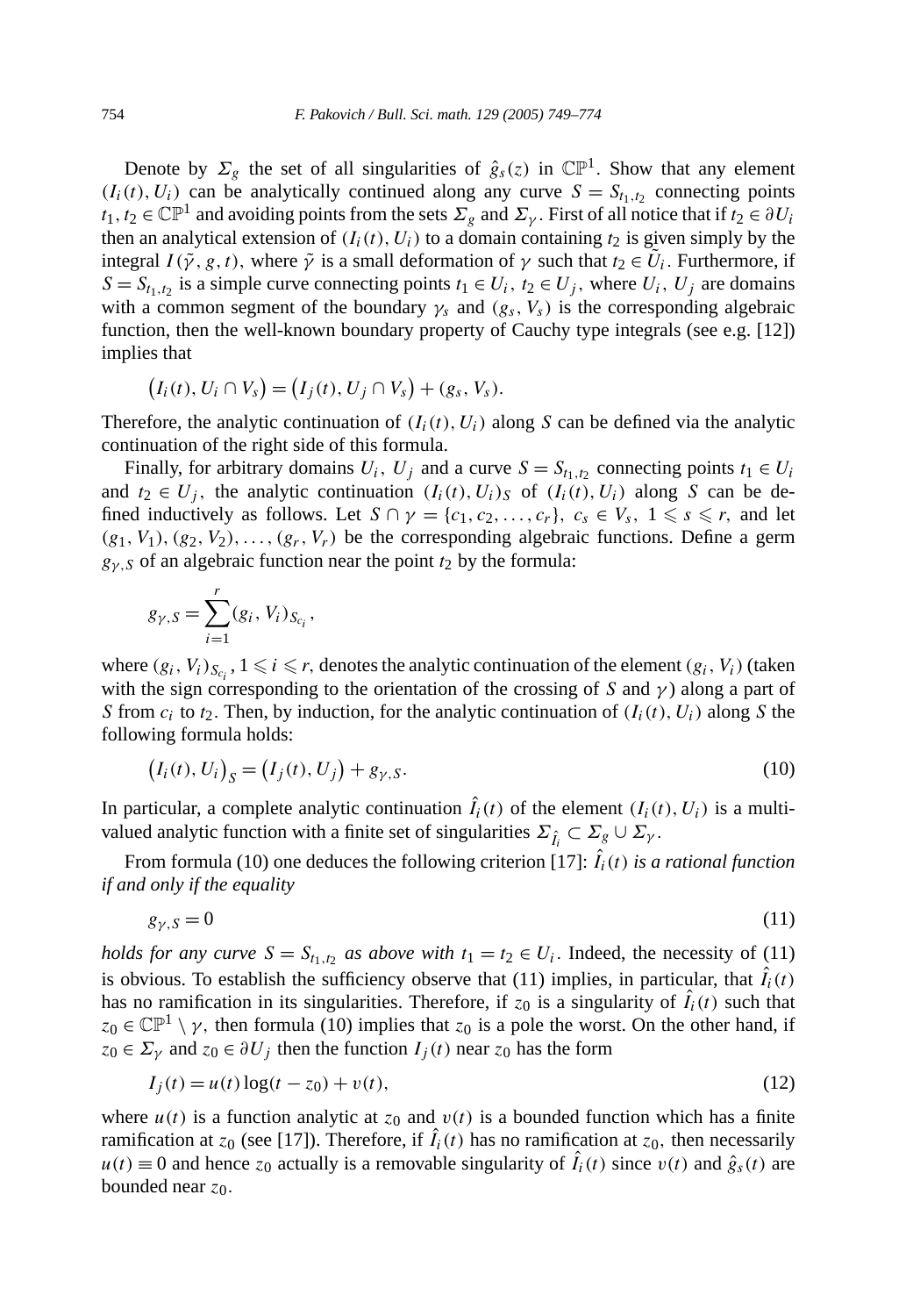Denote by $\Sigma_g$ the set of all singularities of $\hat{g}_s(z)$ in $\mathbb{CP}^1$. Show that any element $(I_i(t), U_i)$ can be analytically continued along any curve $S = S_{t_1,t_2}$ connecting points $t_1, t_2 \in \mathbb{CP}^1$ and avoiding points from the sets $\Sigma_g$ and $\Sigma_\gamma$. First of all notice that if $t_2 \in \partial U_i$ then an analytical extension of $(I_i(t), U_i)$ to a domain containing $t_2$ is given simply by the integral $I(\tilde{\gamma}, g, t)$, where $\tilde{\gamma}$ is a small deformation of $\gamma$ such that $t_2 \in \tilde{U}_i$. Furthermore, if $S = S_{t_1,t_2}$ is a simple curve connecting points $t_1 \in U_i$, $t_2 \in U_j$, where $U_i$, $U_j$ are domains with a common segment of the boundary $\gamma_s$ and $(g_s, V_s)$ is the corresponding algebraic function, then the well-known boundary property of Cauchy type integrals (see e.g. [12]) implies that

$$\big(I_i(t), U_i \cap V_s\big) = \big(I_j(t), U_j \cap V_s\big) + (g_s, V_s).$$

Therefore, the analytic continuation of $(I_i(t), U_i)$ along $S$ can be defined via the analytic continuation of the right side of this formula.

Finally, for arbitrary domains $U_i$, $U_j$ and a curve $S = S_{t_1,t_2}$ connecting points $t_1 \in U_i$ and $t_2 \in U_j$, the analytic continuation $(I_i(t), U_i)_S$ of $(I_i(t), U_i)$ along $S$ can be defined inductively as follows. Let $S \cap \gamma = \{c_1, c_2, \dots, c_r\}$, $c_s \in V_s$, $1 \leqslant s \leqslant r$, and let $(g_1, V_1), (g_2, V_2), \dots, (g_r, V_r)$ be the corresponding algebraic functions. Define a germ $g_{\gamma,S}$ of an algebraic function near the point $t_2$ by the formula:

$$g_{\gamma,S} = \sum_{i=1}^{r} (g_i, V_i)_{S_{c_i}},$$

where $(g_i, V_i)_{S_{c_i}}$, $1 \leqslant i \leqslant r$, denotes the analytic continuation of the element $(g_i, V_i)$ (taken with the sign corresponding to the orientation of the crossing of $S$ and $\gamma$) along a part of $S$ from $c_i$ to $t_2$. Then, by induction, for the analytic continuation of $(I_i(t), U_i)$ along $S$ the following formula holds:

$$\big(I_i(t), U_i\big)_S = \big(I_j(t), U_j\big) + g_{\gamma,S}. \tag{10}$$

In particular, a complete analytic continuation $\hat{I}_i(t)$ of the element $(I_i(t), U_i)$ is a multi-valued analytic function with a finite set of singularities $\Sigma_{\hat{I}_i} \subset \Sigma_g \cup \Sigma_\gamma$.

From formula (10) one deduces the following criterion [17]: *$\hat{I}_i(t)$ is a rational function if and only if the equality*

$$g_{\gamma,S} = 0 \tag{11}$$

*holds for any curve $S = S_{t_1,t_2}$ as above with $t_1 = t_2 \in U_i$.* Indeed, the necessity of (11) is obvious. To establish the sufficiency observe that (11) implies, in particular, that $\hat{I}_i(t)$ has no ramification in its singularities. Therefore, if $z_0$ is a singularity of $\hat{I}_i(t)$ such that $z_0 \in \mathbb{CP}^1 \setminus \gamma$, then formula (10) implies that $z_0$ is a pole the worst. On the other hand, if $z_0 \in \Sigma_\gamma$ and $z_0 \in \partial U_j$ then the function $I_j(t)$ near $z_0$ has the form

$$I_j(t) = u(t)\log(t - z_0) + v(t), \tag{12}$$

where $u(t)$ is a function analytic at $z_0$ and $v(t)$ is a bounded function which has a finite ramification at $z_0$ (see [17]). Therefore, if $\hat{I}_i(t)$ has no ramification at $z_0$, then necessarily $u(t) \equiv 0$ and hence $z_0$ actually is a removable singularity of $\hat{I}_i(t)$ since $v(t)$ and $\hat{g}_s(t)$ are bounded near $z_0$.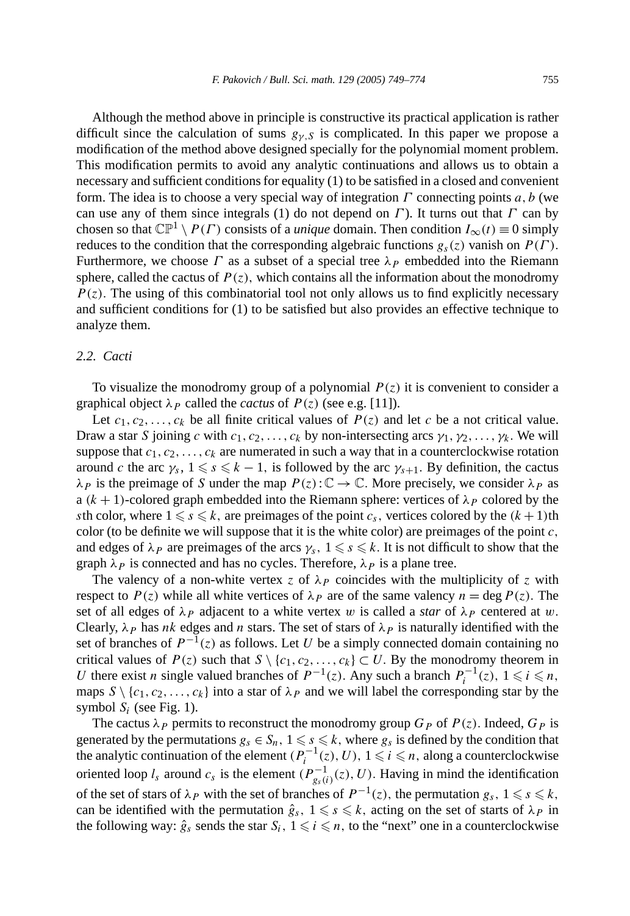Although the method above in principle is constructive its practical application is rather difficult since the calculation of sums $g_{\gamma,S}$ is complicated. In this paper we propose a modification of the method above designed specially for the polynomial moment problem. This modification permits to avoid any analytic continuations and allows us to obtain a necessary and sufficient conditions for equality (1) to be satisfied in a closed and convenient form. The idea is to choose a very special way of integration $\Gamma$ connecting points $a, b$ (we can use any of them since integrals (1) do not depend on $\Gamma$). It turns out that $\Gamma$ can by chosen so that $\mathbb{CP}^1 \setminus P(\Gamma)$ consists of a *unique* domain. Then condition $I_\infty(t) \equiv 0$ simply reduces to the condition that the corresponding algebraic functions $g_s(z)$ vanish on $P(\Gamma)$. Furthermore, we choose $\Gamma$ as a subset of a special tree $\lambda_P$ embedded into the Riemann sphere, called the cactus of $P(z)$, which contains all the information about the monodromy $P(z)$. The using of this combinatorial tool not only allows us to find explicitly necessary and sufficient conditions for (1) to be satisfied but also provides an effective technique to analyze them.

### 2.2. Cacti

To visualize the monodromy group of a polynomial $P(z)$ it is convenient to consider a graphical object $\lambda_P$ called the *cactus* of $P(z)$ (see e.g. [11]).

Let $c_1, c_2, \ldots, c_k$ be all finite critical values of $P(z)$ and let $c$ be a not critical value. Draw a star $S$ joining $c$ with $c_1, c_2, \ldots, c_k$ by non-intersecting arcs $\gamma_1, \gamma_2, \ldots, \gamma_k$. We will suppose that $c_1, c_2, \ldots, c_k$ are numerated in such a way that in a counterclockwise rotation around $c$ the arc $\gamma_s$, $1 \leqslant s \leqslant k-1$, is followed by the arc $\gamma_{s+1}$. By definition, the cactus $\lambda_P$ is the preimage of $S$ under the map $P(z): \mathbb{C} \to \mathbb{C}$. More precisely, we consider $\lambda_P$ as a $(k+1)$-colored graph embedded into the Riemann sphere: vertices of $\lambda_P$ colored by the $s$th color, where $1 \leqslant s \leqslant k$, are preimages of the point $c_s$, vertices colored by the $(k+1)$th color (to be definite we will suppose that it is the white color) are preimages of the point $c$, and edges of $\lambda_P$ are preimages of the arcs $\gamma_s$, $1 \leqslant s \leqslant k$. It is not difficult to show that the graph $\lambda_P$ is connected and has no cycles. Therefore, $\lambda_P$ is a plane tree.

The valency of a non-white vertex $z$ of $\lambda_P$ coincides with the multiplicity of $z$ with respect to $P(z)$ while all white vertices of $\lambda_P$ are of the same valency $n = \deg P(z)$. The set of all edges of $\lambda_P$ adjacent to a white vertex $w$ is called a *star* of $\lambda_P$ centered at $w$. Clearly, $\lambda_P$ has $nk$ edges and $n$ stars. The set of stars of $\lambda_P$ is naturally identified with the set of branches of $P^{-1}(z)$ as follows. Let $U$ be a simply connected domain containing no critical values of $P(z)$ such that $S \setminus \{c_1, c_2, \ldots, c_k\} \subset U$. By the monodromy theorem in $U$ there exist $n$ single valued branches of $P^{-1}(z)$. Any such a branch $P_i^{-1}(z)$, $1 \leqslant i \leqslant n$, maps $S \setminus \{c_1, c_2, \ldots, c_k\}$ into a star of $\lambda_P$ and we will label the corresponding star by the symbol $S_i$ (see Fig. 1).

The cactus $\lambda_P$ permits to reconstruct the monodromy group $G_P$ of $P(z)$. Indeed, $G_P$ is generated by the permutations $g_s \in S_n$, $1 \leqslant s \leqslant k$, where $g_s$ is defined by the condition that the analytic continuation of the element $(P_i^{-1}(z), U)$, $1 \leqslant i \leqslant n$, along a counterclockwise oriented loop $l_s$ around $c_s$ is the element $(P_{g_s(i)}^{-1}(z), U)$. Having in mind the identification of the set of stars of $\lambda_P$ with the set of branches of $P^{-1}(z)$, the permutation $g_s$, $1 \leqslant s \leqslant k$, can be identified with the permutation $\hat{g}_s$, $1 \leqslant s \leqslant k$, acting on the set of starts of $\lambda_P$ in the following way: $\hat{g}_s$ sends the star $S_i$, $1 \leqslant i \leqslant n$, to the "next" one in a counterclockwise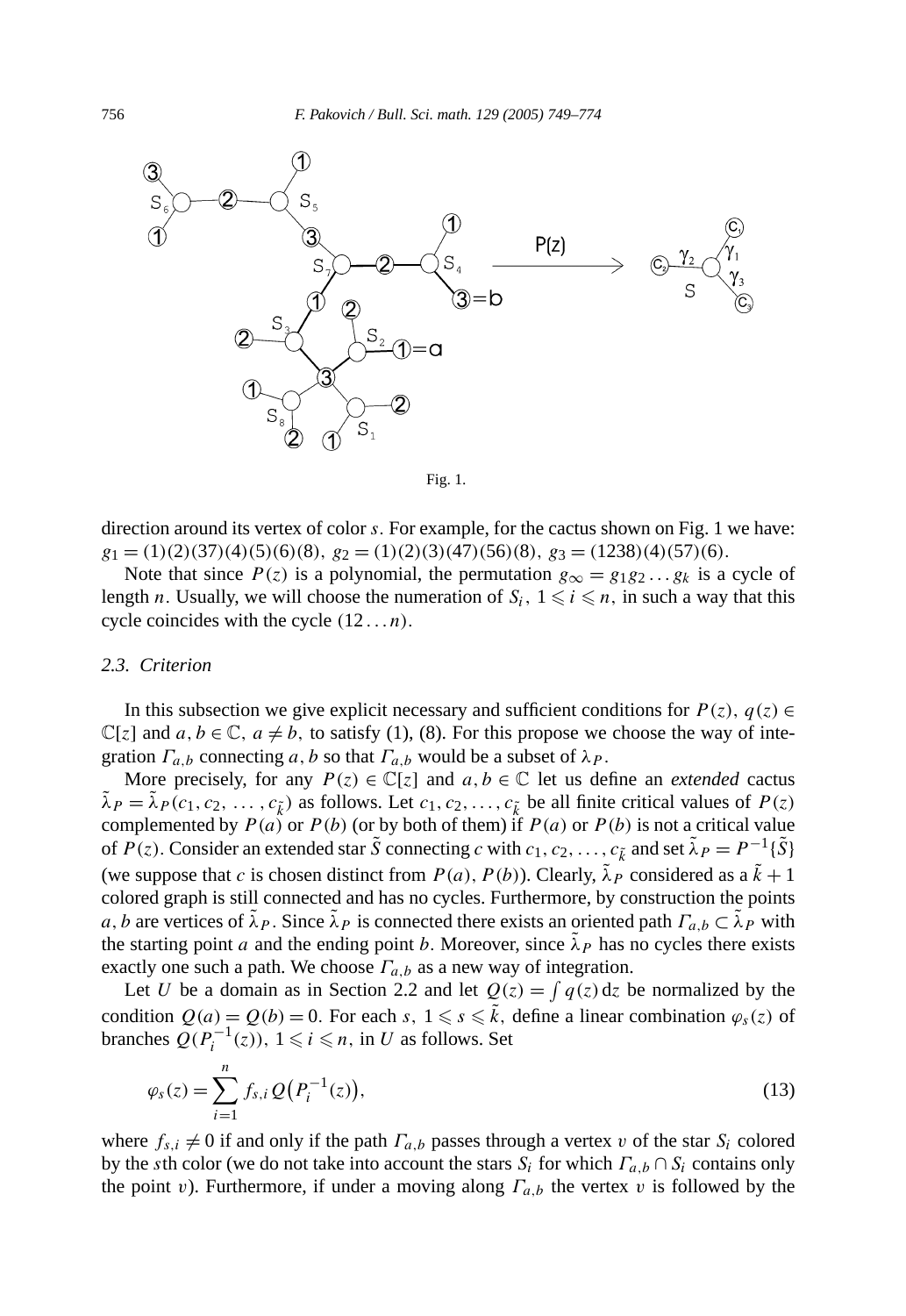Fig. 1.

direction around its vertex of color $s$. For example, for the cactus shown on Fig. 1 we have: $g_1 = (1)(2)(37)(4)(5)(6)(8)$, $g_2 = (1)(2)(3)(47)(56)(8)$, $g_3 = (1238)(4)(57)(6)$.

Note that since $P(z)$ is a polynomial, the permutation $g_\infty = g_1 g_2 \dots g_k$ is a cycle of length $n$. Usually, we will choose the numeration of $S_i$, $1 \leqslant i \leqslant n$, in such a way that this cycle coincides with the cycle $(12\dots n)$.

### 2.3. Criterion

In this subsection we give explicit necessary and sufficient conditions for $P(z)$, $q(z) \in \mathbb{C}[z]$ and $a, b \in \mathbb{C}$, $a \neq b$, to satisfy (1), (8). For this propose we choose the way of integration $\Gamma_{a,b}$ connecting $a, b$ so that $\Gamma_{a,b}$ would be a subset of $\lambda_P$.

More precisely, for any $P(z) \in \mathbb{C}[z]$ and $a, b \in \mathbb{C}$ let us define an *extended* cactus $\tilde{\lambda}_P = \tilde{\lambda}_P(c_1, c_2, \dots, c_{\tilde{k}})$ as follows. Let $c_1, c_2, \dots, c_{\tilde{k}}$ be all finite critical values of $P(z)$ complemented by $P(a)$ or $P(b)$ (or by both of them) if $P(a)$ or $P(b)$ is not a critical value of $P(z)$. Consider an extended star $\tilde{S}$ connecting $c$ with $c_1, c_2, \dots, c_{\tilde{k}}$ and set $\tilde{\lambda}_P = P^{-1}\{\tilde{S}\}$ (we suppose that $c$ is chosen distinct from $P(a)$, $P(b)$). Clearly, $\tilde{\lambda}_P$ considered as a $\tilde{k}+1$ colored graph is still connected and has no cycles. Furthermore, by construction the points $a, b$ are vertices of $\tilde{\lambda}_P$. Since $\tilde{\lambda}_P$ is connected there exists an oriented path $\Gamma_{a,b} \subset \tilde{\lambda}_P$ with the starting point $a$ and the ending point $b$. Moreover, since $\tilde{\lambda}_P$ has no cycles there exists exactly one such a path. We choose $\Gamma_{a,b}$ as a new way of integration.

Let $U$ be a domain as in Section 2.2 and let $Q(z) = \int q(z)\,\mathrm{d}z$ be normalized by the condition $Q(a) = Q(b) = 0$. For each $s$, $1 \leqslant s \leqslant \tilde{k}$, define a linear combination $\varphi_s(z)$ of branches $Q(P_i^{-1}(z))$, $1 \leqslant i \leqslant n$, in $U$ as follows. Set

$$\varphi_s(z) = \sum_{i=1}^{n} f_{s,i}\, Q\big(P_i^{-1}(z)\big), \tag{13}$$

where $f_{s,i} \neq 0$ if and only if the path $\Gamma_{a,b}$ passes through a vertex $v$ of the star $S_i$ colored by the $s$th color (we do not take into account the stars $S_i$ for which $\Gamma_{a,b} \cap S_i$ contains only the point $v$). Furthermore, if under a moving along $\Gamma_{a,b}$ the vertex $v$ is followed by the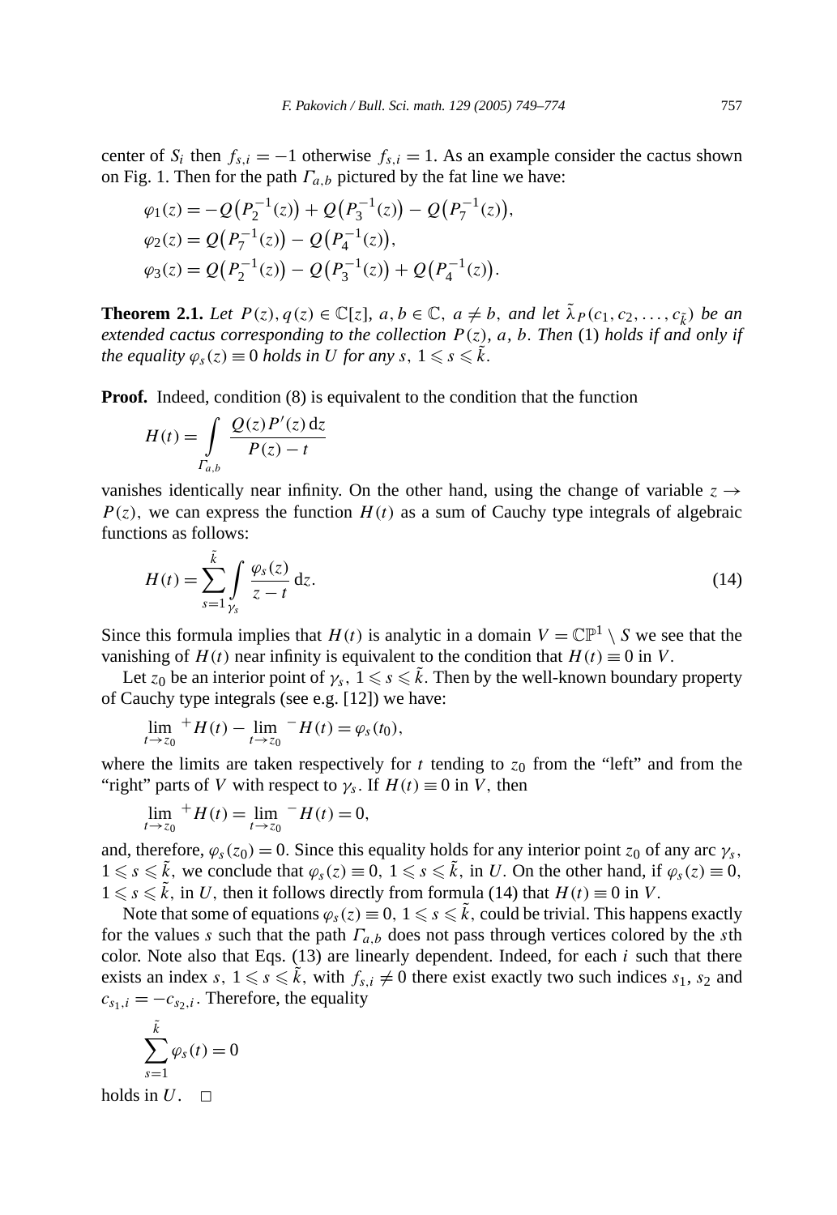center of $S_i$ then $f_{s,i} = -1$ otherwise $f_{s,i} = 1$. As an example consider the cactus shown on Fig. 1. Then for the path $\Gamma_{a,b}$ pictured by the fat line we have:

$$\varphi_1(z) = -Q\big(P_2^{-1}(z)\big) + Q\big(P_3^{-1}(z)\big) - Q\big(P_7^{-1}(z)\big),$$
$$\varphi_2(z) = Q\big(P_7^{-1}(z)\big) - Q\big(P_4^{-1}(z)\big),$$
$$\varphi_3(z) = Q\big(P_2^{-1}(z)\big) - Q\big(P_3^{-1}(z)\big) + Q\big(P_4^{-1}(z)\big).$$

**Theorem 2.1.** *Let $P(z), q(z) \in \mathbb{C}[z]$, $a, b \in \mathbb{C}$, $a \neq b$, and let $\tilde{\lambda}_P(c_1, c_2, \ldots, c_{\tilde{k}})$ be an extended cactus corresponding to the collection $P(z)$, $a$, $b$. Then* (1) *holds if and only if the equality $\varphi_s(z) \equiv 0$ holds in $U$ for any $s$, $1 \leqslant s \leqslant \tilde{k}$.*

**Proof.** Indeed, condition (8) is equivalent to the condition that the function

$$H(t) = \int\limits_{\Gamma_{a,b}} \frac{Q(z)P'(z)\,\mathrm{d}z}{P(z) - t}$$

vanishes identically near infinity. On the other hand, using the change of variable $z \to P(z)$, we can express the function $H(t)$ as a sum of Cauchy type integrals of algebraic functions as follows:

$$H(t) = \sum_{s=1}^{\tilde{k}} \int\limits_{\gamma_s} \frac{\varphi_s(z)}{z - t}\,\mathrm{d}z. \tag{14}$$

Since this formula implies that $H(t)$ is analytic in a domain $V = \mathbb{CP}^1 \setminus S$ we see that the vanishing of $H(t)$ near infinity is equivalent to the condition that $H(t) \equiv 0$ in $V$.

Let $z_0$ be an interior point of $\gamma_s$, $1 \leqslant s \leqslant \tilde{k}$. Then by the well-known boundary property of Cauchy type integrals (see e.g. [12]) we have:

$$\lim_{t \to z_0}{}^{+} H(t) - \lim_{t \to z_0}{}^{-} H(t) = \varphi_s(t_0),$$

where the limits are taken respectively for $t$ tending to $z_0$ from the "left" and from the "right" parts of $V$ with respect to $\gamma_s$. If $H(t) \equiv 0$ in $V$, then

$$\lim_{t \to z_0}{}^{+} H(t) = \lim_{t \to z_0}{}^{-} H(t) = 0,$$

and, therefore, $\varphi_s(z_0) = 0$. Since this equality holds for any interior point $z_0$ of any arc $\gamma_s$, $1 \leqslant s \leqslant \tilde{k}$, we conclude that $\varphi_s(z) \equiv 0$, $1 \leqslant s \leqslant \tilde{k}$, in $U$. On the other hand, if $\varphi_s(z) \equiv 0$, $1 \leqslant s \leqslant \tilde{k}$, in $U$, then it follows directly from formula (14) that $H(t) \equiv 0$ in $V$.

Note that some of equations $\varphi_s(z) \equiv 0$, $1 \leqslant s \leqslant \tilde{k}$, could be trivial. This happens exactly for the values $s$ such that the path $\Gamma_{a,b}$ does not pass through vertices colored by the $s$th color. Note also that Eqs. (13) are linearly dependent. Indeed, for each $i$ such that there exists an index $s$, $1 \leqslant s \leqslant \tilde{k}$, with $f_{s,i} \neq 0$ there exist exactly two such indices $s_1$, $s_2$ and $c_{s_1,i} = -c_{s_2,i}$. Therefore, the equality

$$\sum_{s=1}^{\tilde{k}} \varphi_s(t) = 0$$

holds in $U$. $\square$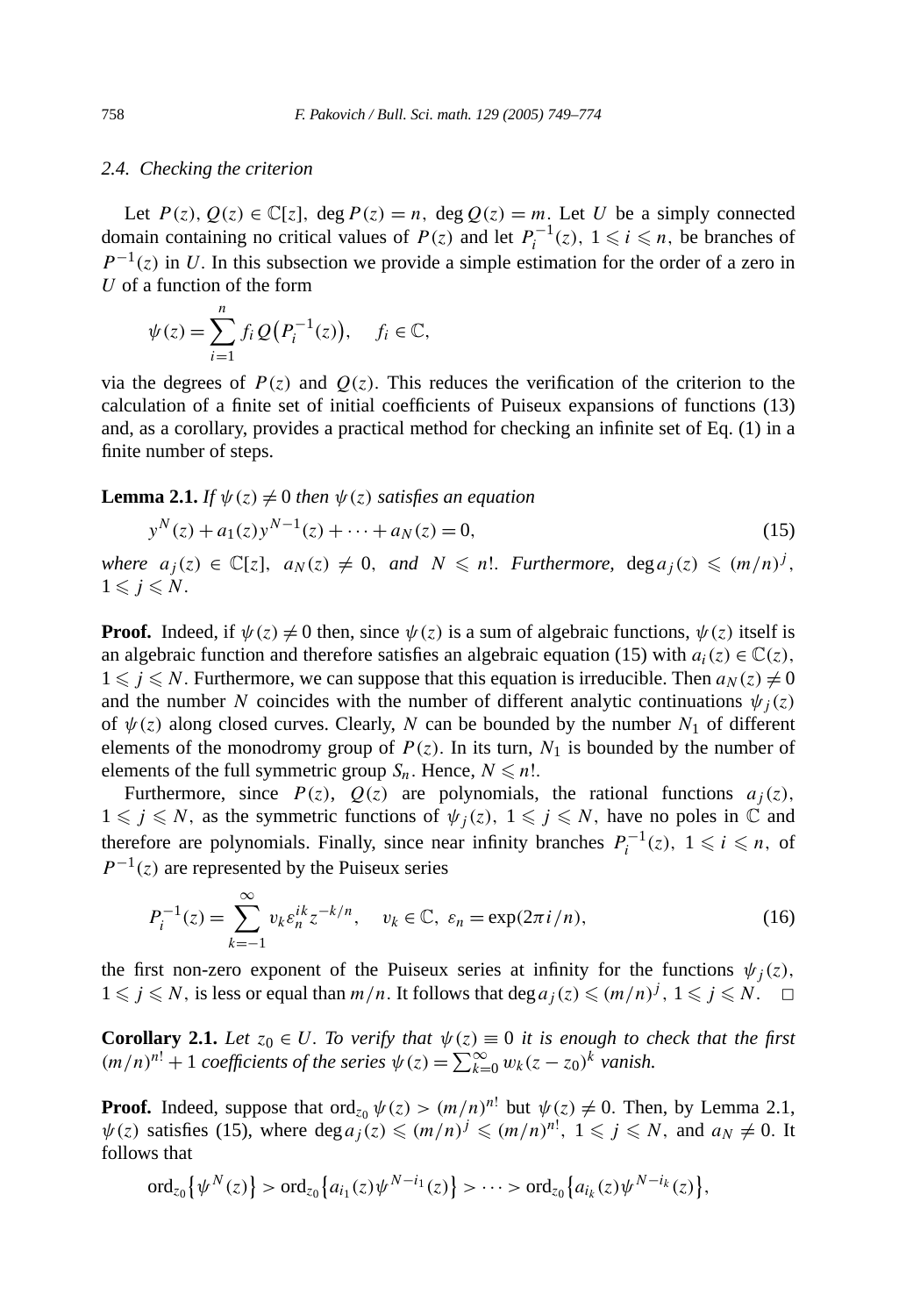### 2.4. Checking the criterion

Let $P(z), Q(z) \in \mathbb{C}[z]$, $\deg P(z) = n$, $\deg Q(z) = m$. Let $U$ be a simply connected domain containing no critical values of $P(z)$ and let $P_i^{-1}(z)$, $1 \leqslant i \leqslant n$, be branches of $P^{-1}(z)$ in $U$. In this subsection we provide a simple estimation for the order of a zero in $U$ of a function of the form

$$\psi(z) = \sum_{i=1}^{n} f_i Q\big(P_i^{-1}(z)\big), \quad f_i \in \mathbb{C},$$

via the degrees of $P(z)$ and $Q(z)$. This reduces the verification of the criterion to the calculation of a finite set of initial coefficients of Puiseux expansions of functions (13) and, as a corollary, provides a practical method for checking an infinite set of Eq. (1) in a finite number of steps.

**Lemma 2.1.** *If $\psi(z) \neq 0$ then $\psi(z)$ satisfies an equation*

$$y^N(z) + a_1(z) y^{N-1}(z) + \cdots + a_N(z) = 0, \tag{15}$$

*where $a_j(z) \in \mathbb{C}[z]$, $a_N(z) \neq 0$, and $N \leqslant n!$. Furthermore, $\deg a_j(z) \leqslant (m/n)^j$, $1 \leqslant j \leqslant N$.*

**Proof.** Indeed, if $\psi(z) \neq 0$ then, since $\psi(z)$ is a sum of algebraic functions, $\psi(z)$ itself is an algebraic function and therefore satisfies an algebraic equation (15) with $a_i(z) \in \mathbb{C}(z)$, $1 \leqslant j \leqslant N$. Furthermore, we can suppose that this equation is irreducible. Then $a_N(z) \neq 0$ and the number $N$ coincides with the number of different analytic continuations $\psi_j(z)$ of $\psi(z)$ along closed curves. Clearly, $N$ can be bounded by the number $N_1$ of different elements of the monodromy group of $P(z)$. In its turn, $N_1$ is bounded by the number of elements of the full symmetric group $S_n$. Hence, $N \leqslant n!$.

Furthermore, since $P(z)$, $Q(z)$ are polynomials, the rational functions $a_j(z)$, $1 \leqslant j \leqslant N$, as the symmetric functions of $\psi_j(z)$, $1 \leqslant j \leqslant N$, have no poles in $\mathbb{C}$ and therefore are polynomials. Finally, since near infinity branches $P_i^{-1}(z)$, $1 \leqslant i \leqslant n$, of $P^{-1}(z)$ are represented by the Puiseux series

$$P_i^{-1}(z) = \sum_{k=-1}^{\infty} v_k \varepsilon_n^{ik} z^{-k/n}, \quad v_k \in \mathbb{C},\ \varepsilon_n = \exp(2\pi i/n), \tag{16}$$

the first non-zero exponent of the Puiseux series at infinity for the functions $\psi_j(z)$, $1 \leqslant j \leqslant N$, is less or equal than $m/n$. It follows that $\deg a_j(z) \leqslant (m/n)^j$, $1 \leqslant j \leqslant N$. $\square$

**Corollary 2.1.** *Let $z_0 \in U$. To verify that $\psi(z) \equiv 0$ it is enough to check that the first $(m/n)^{n!} + 1$ coefficients of the series $\psi(z) = \sum_{k=0}^{\infty} w_k (z - z_0)^k$ vanish.*

**Proof.** Indeed, suppose that $\operatorname{ord}_{z_0} \psi(z) > (m/n)^{n!}$ but $\psi(z) \neq 0$. Then, by Lemma 2.1, $\psi(z)$ satisfies (15), where $\deg a_j(z) \leqslant (m/n)^j \leqslant (m/n)^{n!}$, $1 \leqslant j \leqslant N$, and $a_N \neq 0$. It follows that

$$\operatorname{ord}_{z_0}\big\{\psi^N(z)\big\} > \operatorname{ord}_{z_0}\big\{a_{i_1}(z)\psi^{N-i_1}(z)\big\} > \cdots > \operatorname{ord}_{z_0}\big\{a_{i_k}(z)\psi^{N-i_k}(z)\big\},$$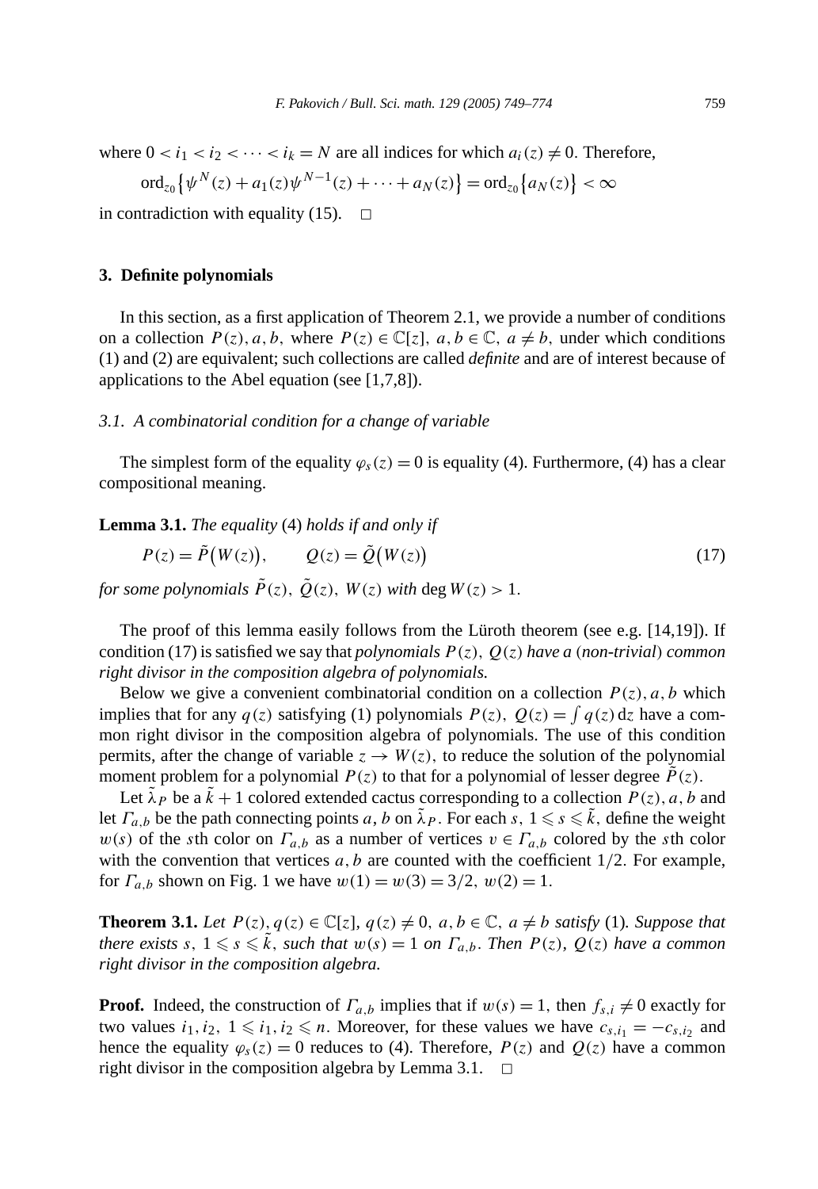where $0 < i_1 < i_2 < \cdots < i_k = N$ are all indices for which $a_i(z) \neq 0$. Therefore,

$$\operatorname{ord}_{z_0}\left\{\psi^N(z) + a_1(z)\psi^{N-1}(z) + \cdots + a_N(z)\right\} = \operatorname{ord}_{z_0}\left\{a_N(z)\right\} < \infty$$

in contradiction with equality (15). $\square$

## 3. Definite polynomials

In this section, as a first application of Theorem 2.1, we provide a number of conditions on a collection $P(z), a, b$, where $P(z) \in \mathbb{C}[z]$, $a, b \in \mathbb{C}$, $a \neq b$, under which conditions (1) and (2) are equivalent; such collections are called *definite* and are of interest because of applications to the Abel equation (see [1,7,8]).

### 3.1. A combinatorial condition for a change of variable

The simplest form of the equality $\varphi_s(z) = 0$ is equality (4). Furthermore, (4) has a clear compositional meaning.

**Lemma 3.1.** *The equality* (4) *holds if and only if*

$$P(z) = \tilde{P}\big(W(z)\big), \qquad Q(z) = \tilde{Q}\big(W(z)\big) \tag{17}$$

*for some polynomials $\tilde{P}(z)$, $\tilde{Q}(z)$, $W(z)$ with* $\deg W(z) > 1$.

The proof of this lemma easily follows from the Lüroth theorem (see e.g. [14,19]). If condition (17) is satisfied we say that *polynomials $P(z)$, $Q(z)$ have a* (*non-trivial*) *common right divisor in the composition algebra of polynomials.*

Below we give a convenient combinatorial condition on a collection $P(z), a, b$ which implies that for any $q(z)$ satisfying (1) polynomials $P(z)$, $Q(z) = \int q(z)\,\mathrm{d}z$ have a common right divisor in the composition algebra of polynomials. The use of this condition permits, after the change of variable $z \to W(z)$, to reduce the solution of the polynomial moment problem for a polynomial $P(z)$ to that for a polynomial of lesser degree $\tilde{P}(z)$.

Let $\tilde{\lambda}_P$ be a $\tilde{k}+1$ colored extended cactus corresponding to a collection $P(z), a, b$ and let $\Gamma_{a,b}$ be the path connecting points $a$, $b$ on $\tilde{\lambda}_P$. For each $s$, $1 \leqslant s \leqslant \tilde{k}$, define the weight $w(s)$ of the $s$th color on $\Gamma_{a,b}$ as a number of vertices $v \in \Gamma_{a,b}$ colored by the $s$th color with the convention that vertices $a, b$ are counted with the coefficient $1/2$. For example, for $\Gamma_{a,b}$ shown on Fig. 1 we have $w(1) = w(3) = 3/2$, $w(2) = 1$.

**Theorem 3.1.** *Let $P(z), q(z) \in \mathbb{C}[z]$, $q(z) \neq 0$, $a, b \in \mathbb{C}$, $a \neq b$ satisfy* (1). *Suppose that there exists $s$, $1 \leqslant s \leqslant \tilde{k}$, such that $w(s) = 1$ on $\Gamma_{a,b}$. Then $P(z)$, $Q(z)$ have a common right divisor in the composition algebra.*

**Proof.** Indeed, the construction of $\Gamma_{a,b}$ implies that if $w(s) = 1$, then $f_{s,i} \neq 0$ exactly for two values $i_1, i_2$, $1 \leqslant i_1, i_2 \leqslant n$. Moreover, for these values we have $c_{s,i_1} = -c_{s,i_2}$ and hence the equality $\varphi_s(z) = 0$ reduces to (4). Therefore, $P(z)$ and $Q(z)$ have a common right divisor in the composition algebra by Lemma 3.1. $\square$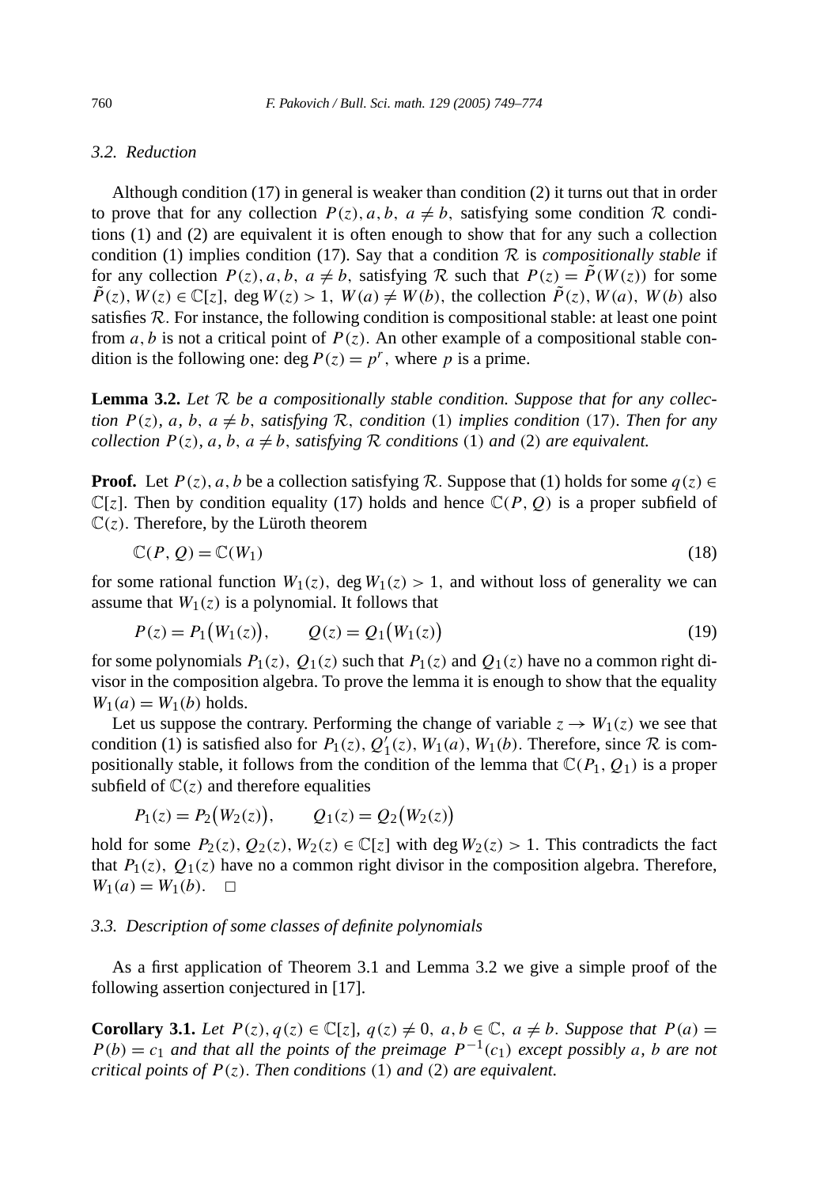### 3.2. Reduction

Although condition (17) in general is weaker than condition (2) it turns out that in order to prove that for any collection $P(z), a, b,\ a \neq b$, satisfying some condition $\mathcal{R}$ conditions (1) and (2) are equivalent it is often enough to show that for any such a collection condition (1) implies condition (17). Say that a condition $\mathcal{R}$ is *compositionally stable* if for any collection $P(z), a, b,\ a \neq b$, satisfying $\mathcal{R}$ such that $P(z) = \tilde{P}(W(z))$ for some $\tilde{P}(z), W(z) \in \mathbb{C}[z]$, $\deg W(z) > 1$, $W(a) \neq W(b)$, the collection $\tilde{P}(z), W(a), W(b)$ also satisfies $\mathcal{R}$. For instance, the following condition is compositional stable: at least one point from $a, b$ is not a critical point of $P(z)$. An other example of a compositional stable condition is the following one: $\deg P(z) = p^r$, where $p$ is a prime.

**Lemma 3.2.** *Let $\mathcal{R}$ be a compositionally stable condition. Suppose that for any collection $P(z), a, b,\ a \neq b$, satisfying $\mathcal{R}$, condition* (1) *implies condition* (17)*. Then for any collection $P(z), a, b,\ a \neq b$, satisfying $\mathcal{R}$ conditions* (1) *and* (2) *are equivalent.*

**Proof.** Let $P(z), a, b$ be a collection satisfying $\mathcal{R}$. Suppose that (1) holds for some $q(z) \in \mathbb{C}[z]$. Then by condition equality (17) holds and hence $\mathbb{C}(P, Q)$ is a proper subfield of $\mathbb{C}(z)$. Therefore, by the Lüroth theorem

$$\mathbb{C}(P, Q) = \mathbb{C}(W_1) \tag{18}$$

for some rational function $W_1(z)$, $\deg W_1(z) > 1$, and without loss of generality we can assume that $W_1(z)$ is a polynomial. It follows that

$$P(z) = P_1\big(W_1(z)\big), \qquad Q(z) = Q_1\big(W_1(z)\big) \tag{19}$$

for some polynomials $P_1(z)$, $Q_1(z)$ such that $P_1(z)$ and $Q_1(z)$ have no a common right divisor in the composition algebra. To prove the lemma it is enough to show that the equality $W_1(a) = W_1(b)$ holds.

Let us suppose the contrary. Performing the change of variable $z \to W_1(z)$ we see that condition (1) is satisfied also for $P_1(z), Q_1'(z), W_1(a), W_1(b)$. Therefore, since $\mathcal{R}$ is compositionally stable, it follows from the condition of the lemma that $\mathbb{C}(P_1, Q_1)$ is a proper subfield of $\mathbb{C}(z)$ and therefore equalities

$$P_1(z) = P_2\big(W_2(z)\big), \qquad Q_1(z) = Q_2\big(W_2(z)\big)$$

hold for some $P_2(z), Q_2(z), W_2(z) \in \mathbb{C}[z]$ with $\deg W_2(z) > 1$. This contradicts the fact that $P_1(z)$, $Q_1(z)$ have no a common right divisor in the composition algebra. Therefore, $W_1(a) = W_1(b)$. $\square$

### 3.3. Description of some classes of definite polynomials

As a first application of Theorem 3.1 and Lemma 3.2 we give a simple proof of the following assertion conjectured in [17].

**Corollary 3.1.** *Let $P(z), q(z) \in \mathbb{C}[z]$, $q(z) \neq 0$, $a, b \in \mathbb{C}$, $a \neq b$. Suppose that $P(a) = P(b) = c_1$ and that all the points of the preimage $P^{-1}(c_1)$ except possibly $a, b$ are not critical points of $P(z)$. Then conditions* (1) *and* (2) *are equivalent.*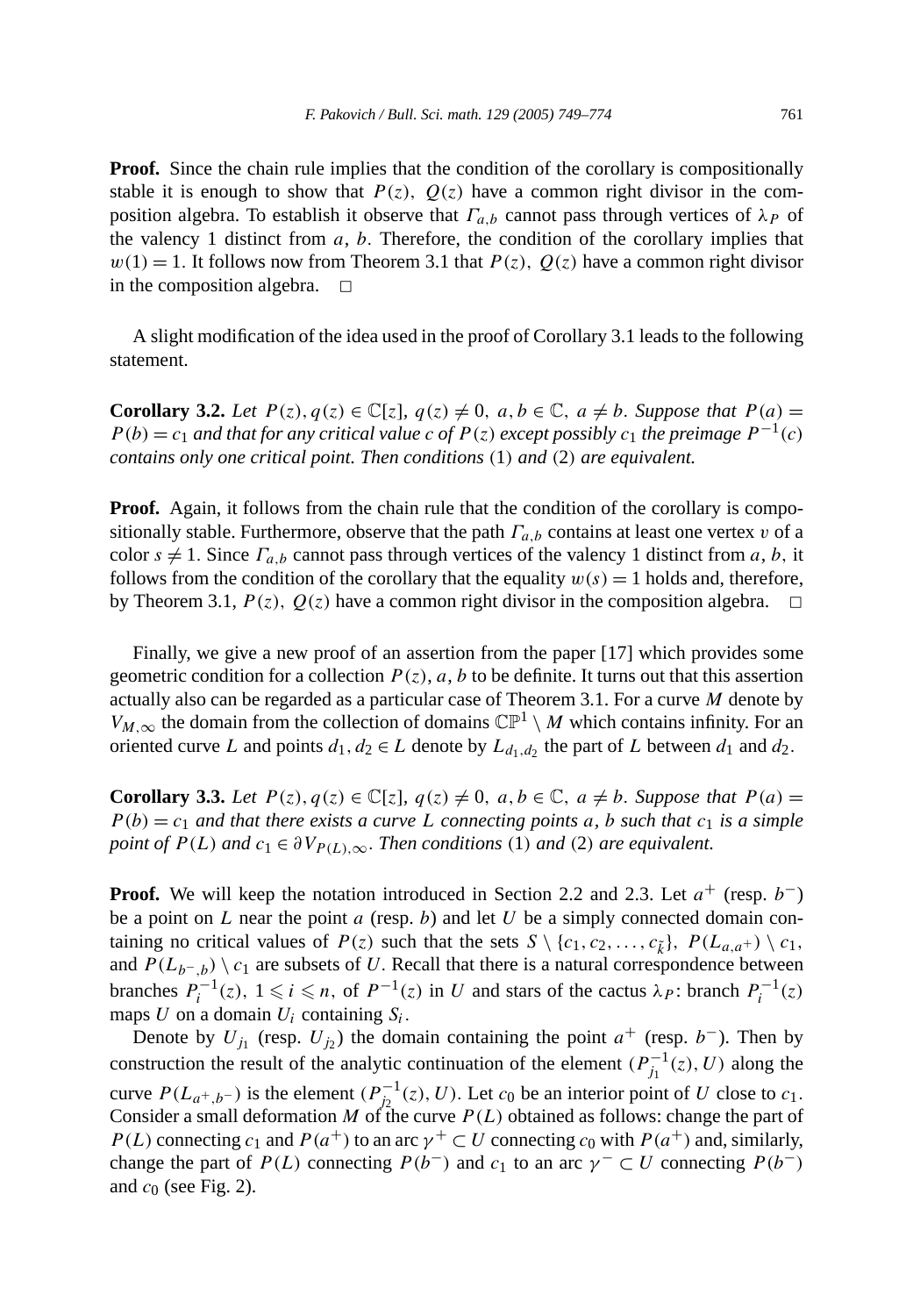**Proof.** Since the chain rule implies that the condition of the corollary is compositionally stable it is enough to show that $P(z)$, $Q(z)$ have a common right divisor in the composition algebra. To establish it observe that $\Gamma_{a,b}$ cannot pass through vertices of $\lambda_P$ of the valency 1 distinct from $a$, $b$. Therefore, the condition of the corollary implies that $w(1) = 1$. It follows now from Theorem 3.1 that $P(z)$, $Q(z)$ have a common right divisor in the composition algebra. $\square$

A slight modification of the idea used in the proof of Corollary 3.1 leads to the following statement.

**Corollary 3.2.** *Let $P(z), q(z) \in \mathbb{C}[z]$, $q(z) \neq 0$, $a, b \in \mathbb{C}$, $a \neq b$. Suppose that $P(a) = P(b) = c_1$ and that for any critical value $c$ of $P(z)$ except possibly $c_1$ the preimage $P^{-1}(c)$ contains only one critical point. Then conditions* (1) *and* (2) *are equivalent.*

**Proof.** Again, it follows from the chain rule that the condition of the corollary is compositionally stable. Furthermore, observe that the path $\Gamma_{a,b}$ contains at least one vertex $v$ of a color $s \neq 1$. Since $\Gamma_{a,b}$ cannot pass through vertices of the valency 1 distinct from $a$, $b$, it follows from the condition of the corollary that the equality $w(s) = 1$ holds and, therefore, by Theorem 3.1, $P(z)$, $Q(z)$ have a common right divisor in the composition algebra. $\square$

Finally, we give a new proof of an assertion from the paper [17] which provides some geometric condition for a collection $P(z)$, $a$, $b$ to be definite. It turns out that this assertion actually also can be regarded as a particular case of Theorem 3.1. For a curve $M$ denote by $V_{M,\infty}$ the domain from the collection of domains $\mathbb{CP}^1 \setminus M$ which contains infinity. For an oriented curve $L$ and points $d_1, d_2 \in L$ denote by $L_{d_1,d_2}$ the part of $L$ between $d_1$ and $d_2$.

**Corollary 3.3.** *Let $P(z), q(z) \in \mathbb{C}[z]$, $q(z) \neq 0$, $a, b \in \mathbb{C}$, $a \neq b$. Suppose that $P(a) = P(b) = c_1$ and that there exists a curve $L$ connecting points $a$, $b$ such that $c_1$ is a simple point of $P(L)$ and $c_1 \in \partial V_{P(L),\infty}$. Then conditions* (1) *and* (2) *are equivalent.*

**Proof.** We will keep the notation introduced in Section 2.2 and 2.3. Let $a^+$ (resp. $b^-$) be a point on $L$ near the point $a$ (resp. $b$) and let $U$ be a simply connected domain containing no critical values of $P(z)$ such that the sets $S \setminus \{c_1, c_2, \dots, c_{\tilde{k}}\}$, $P(L_{a,a^+}) \setminus c_1$, and $P(L_{b^-,b}) \setminus c_1$ are subsets of $U$. Recall that there is a natural correspondence between branches $P_i^{-1}(z)$, $1 \leqslant i \leqslant n$, of $P^{-1}(z)$ in $U$ and stars of the cactus $\lambda_P$: branch $P_i^{-1}(z)$ maps $U$ on a domain $U_i$ containing $S_i$.

Denote by $U_{j_1}$ (resp. $U_{j_2}$) the domain containing the point $a^+$ (resp. $b^-$). Then by construction the result of the analytic continuation of the element $(P_{j_1}^{-1}(z), U)$ along the curve $P(L_{a^+,b^-})$ is the element $(P_{j_2}^{-1}(z), U)$. Let $c_0$ be an interior point of $U$ close to $c_1$. Consider a small deformation $M$ of the curve $P(L)$ obtained as follows: change the part of $P(L)$ connecting $c_1$ and $P(a^+)$ to an arc $\gamma^+ \subset U$ connecting $c_0$ with $P(a^+)$ and, similarly, change the part of $P(L)$ connecting $P(b^-)$ and $c_1$ to an arc $\gamma^- \subset U$ connecting $P(b^-)$ and $c_0$ (see Fig. 2).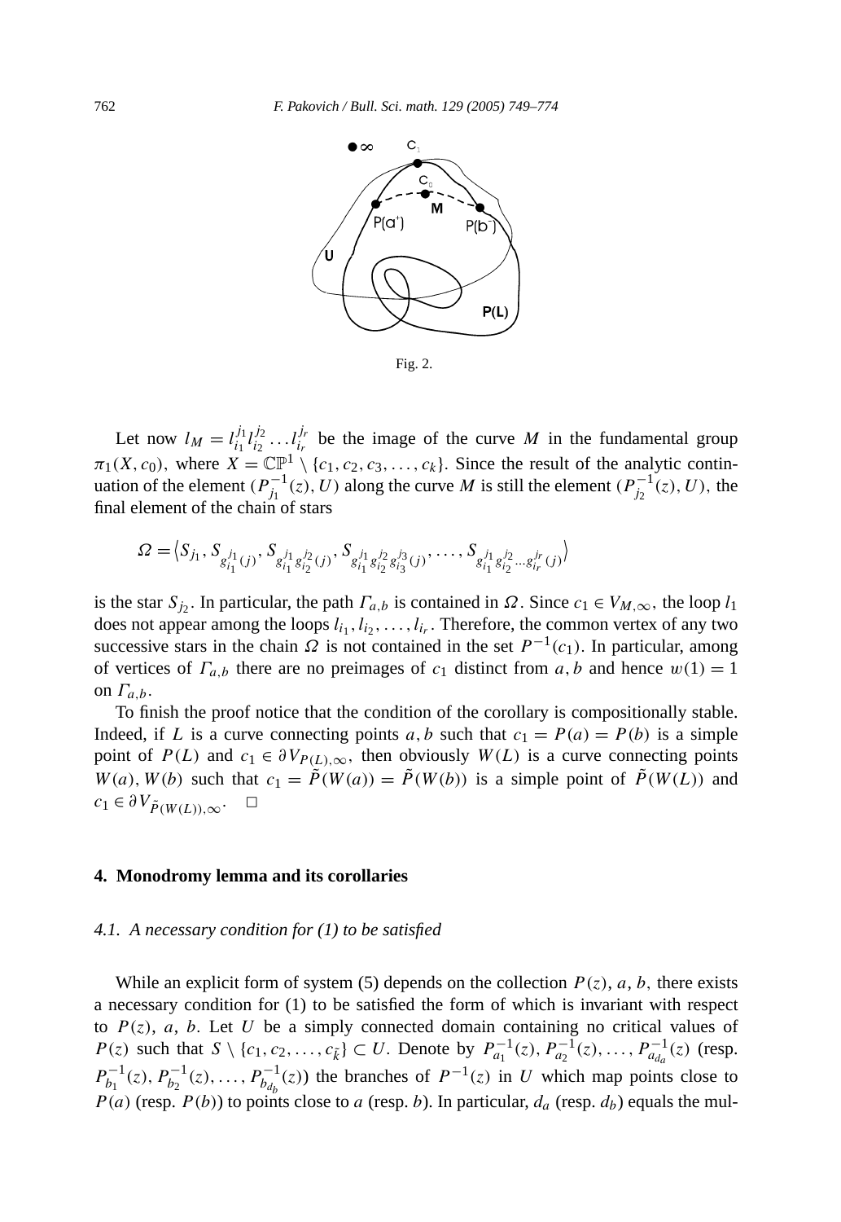Fig. 2.

Let now $l_M = l_{i_1}^{j_1} l_{i_2}^{j_2} \dots l_{i_r}^{j_r}$ be the image of the curve $M$ in the fundamental group $\pi_1(X, c_0)$, where $X = \mathbb{CP}^1 \setminus \{c_1, c_2, c_3, \dots, c_k\}$. Since the result of the analytic continuation of the element $(P_{j_1}^{-1}(z), U)$ along the curve $M$ is still the element $(P_{j_2}^{-1}(z), U)$, the final element of the chain of stars

$$\Omega = \left\langle S_{j_1}, S_{g_{i_1}^{j_1}(j)}, S_{g_{i_1}^{j_1} g_{i_2}^{j_2}(j)}, S_{g_{i_1}^{j_1} g_{i_2}^{j_2} g_{i_3}^{j_3}(j)}, \dots, S_{g_{i_1}^{j_1} g_{i_2}^{j_2} \dots g_{i_r}^{j_r}(j)} \right\rangle$$

is the star $S_{j_2}$. In particular, the path $\Gamma_{a,b}$ is contained in $\Omega$. Since $c_1 \in V_{M,\infty}$, the loop $l_1$ does not appear among the loops $l_{i_1}, l_{i_2}, \dots, l_{i_r}$. Therefore, the common vertex of any two successive stars in the chain $\Omega$ is not contained in the set $P^{-1}(c_1)$. In particular, among of vertices of $\Gamma_{a,b}$ there are no preimages of $c_1$ distinct from $a, b$ and hence $w(1) = 1$ on $\Gamma_{a,b}$.

To finish the proof notice that the condition of the corollary is compositionally stable. Indeed, if $L$ is a curve connecting points $a, b$ such that $c_1 = P(a) = P(b)$ is a simple point of $P(L)$ and $c_1 \in \partial V_{P(L),\infty}$, then obviously $W(L)$ is a curve connecting points $W(a), W(b)$ such that $c_1 = \tilde{P}(W(a)) = \tilde{P}(W(b))$ is a simple point of $\tilde{P}(W(L))$ and $c_1 \in \partial V_{\tilde{P}(W(L)),\infty}$. $\square$

## 4. Monodromy lemma and its corollaries

### 4.1. A necessary condition for (1) to be satisfied

While an explicit form of system (5) depends on the collection $P(z)$, $a$, $b$, there exists a necessary condition for (1) to be satisfied the form of which is invariant with respect to $P(z)$, $a$, $b$. Let $U$ be a simply connected domain containing no critical values of $P(z)$ such that $S \setminus \{c_1, c_2, \dots, c_{\tilde{k}}\} \subset U$. Denote by $P_{a_1}^{-1}(z), P_{a_2}^{-1}(z), \dots, P_{a_{d_a}}^{-1}(z)$ (resp. $P_{b_1}^{-1}(z), P_{b_2}^{-1}(z), \dots, P_{b_{d_b}}^{-1}(z)$) the branches of $P^{-1}(z)$ in $U$ which map points close to $P(a)$ (resp. $P(b)$) to points close to $a$ (resp. $b$). In particular, $d_a$ (resp. $d_b$) equals the mul-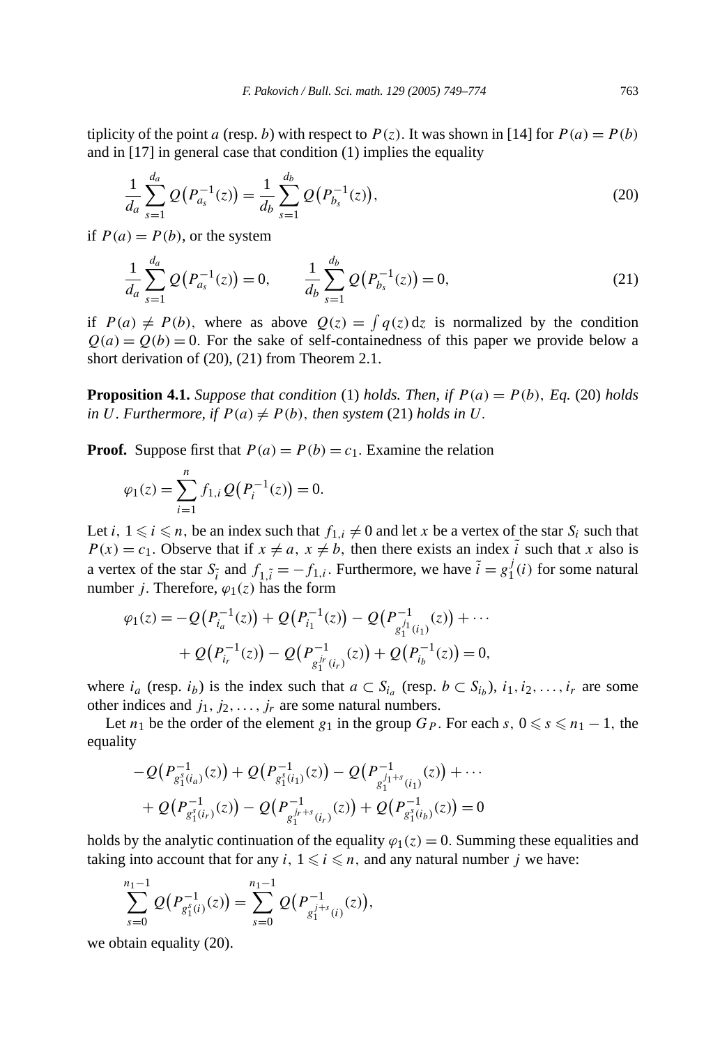tiplicity of the point $a$ (resp. $b$) with respect to $P(z)$. It was shown in [14] for $P(a)=P(b)$ and in [17] in general case that condition (1) implies the equality

$$\frac{1}{d_a}\sum_{s=1}^{d_a} Q\big(P_{a_s}^{-1}(z)\big)=\frac{1}{d_b}\sum_{s=1}^{d_b} Q\big(P_{b_s}^{-1}(z)\big), \tag{20}$$

if $P(a)=P(b)$, or the system

$$\frac{1}{d_a}\sum_{s=1}^{d_a} Q\big(P_{a_s}^{-1}(z)\big)=0, \qquad \frac{1}{d_b}\sum_{s=1}^{d_b} Q\big(P_{b_s}^{-1}(z)\big)=0, \tag{21}$$

if $P(a)\neq P(b)$, where as above $Q(z)=\int q(z)\,\mathrm{d}z$ is normalized by the condition $Q(a)=Q(b)=0$. For the sake of self-containedness of this paper we provide below a short derivation of (20), (21) from Theorem 2.1.

**Proposition 4.1.** *Suppose that condition* (1) *holds. Then, if $P(a)=P(b)$, Eq.* (20) *holds in $U$. Furthermore, if $P(a)\neq P(b)$, then system* (21) *holds in $U$.*

**Proof.** Suppose first that $P(a)=P(b)=c_1$. Examine the relation

$$\varphi_1(z)=\sum_{i=1}^{n} f_{1,i}\,Q\big(P_i^{-1}(z)\big)=0.$$

Let $i$, $1\leqslant i\leqslant n$, be an index such that $f_{1,i}\neq 0$ and let $x$ be a vertex of the star $S_i$ such that $P(x)=c_1$. Observe that if $x\neq a$, $x\neq b$, then there exists an index $\tilde{i}$ such that $x$ also is a vertex of the star $S_{\tilde{i}}$ and $f_{1,\tilde{i}}=-f_{1,i}$. Furthermore, we have $\tilde{i}=g_1^j(i)$ for some natural number $j$. Therefore, $\varphi_1(z)$ has the form

$$\begin{aligned}\varphi_1(z)=&-Q\big(P_{i_a}^{-1}(z)\big)+Q\big(P_{i_1}^{-1}(z)\big)-Q\big(P_{g_1^{j_1}(i_1)}^{-1}(z)\big)+\cdots\\&+Q\big(P_{i_r}^{-1}(z)\big)-Q\big(P_{g_1^{j_r}(i_r)}^{-1}(z)\big)+Q\big(P_{i_b}^{-1}(z)\big)=0,\end{aligned}$$

where $i_a$ (resp. $i_b$) is the index such that $a\subset S_{i_a}$ (resp. $b\subset S_{i_b}$), $i_1,i_2,\dots,i_r$ are some other indices and $j_1,j_2,\dots,j_r$ are some natural numbers.

Let $n_1$ be the order of the element $g_1$ in the group $G_P$. For each $s$, $0\leqslant s\leqslant n_1-1$, the equality

$$\begin{aligned}&-Q\big(P_{g_1^s(i_a)}^{-1}(z)\big)+Q\big(P_{g_1^s(i_1)}^{-1}(z)\big)-Q\big(P_{g_1^{j_1+s}(i_1)}^{-1}(z)\big)+\cdots\\&+Q\big(P_{g_1^s(i_r)}^{-1}(z)\big)-Q\big(P_{g_1^{j_r+s}(i_r)}^{-1}(z)\big)+Q\big(P_{g_1^s(i_b)}^{-1}(z)\big)=0\end{aligned}$$

holds by the analytic continuation of the equality $\varphi_1(z)=0$. Summing these equalities and taking into account that for any $i$, $1\leqslant i\leqslant n$, and any natural number $j$ we have:

$$\sum_{s=0}^{n_1-1} Q\big(P_{g_1^s(i)}^{-1}(z)\big)=\sum_{s=0}^{n_1-1} Q\big(P_{g_1^{j+s}(i)}^{-1}(z)\big),$$

we obtain equality (20).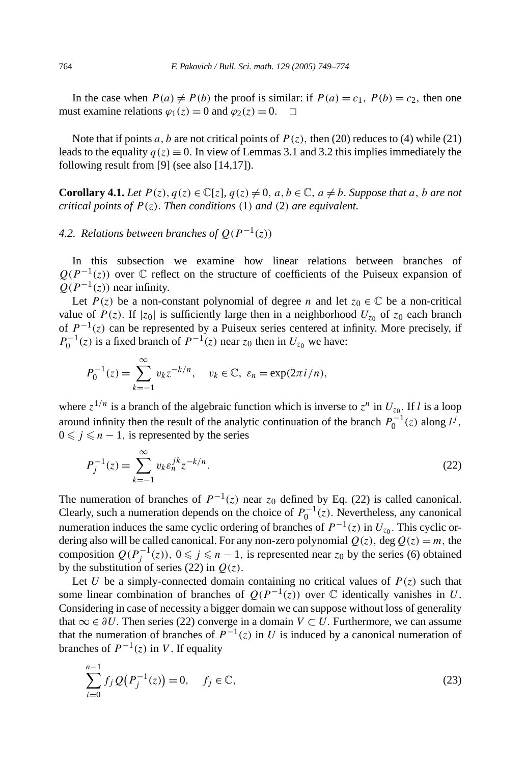In the case when $P(a) \neq P(b)$ the proof is similar: if $P(a) = c_1,\ P(b) = c_2$, then one must examine relations $\varphi_1(z) = 0$ and $\varphi_2(z) = 0$. $\square$

Note that if points $a, b$ are not critical points of $P(z)$, then (20) reduces to (4) while (21) leads to the equality $q(z) \equiv 0$. In view of Lemmas 3.1 and 3.2 this implies immediately the following result from [9] (see also [14,17]).

**Corollary 4.1.** *Let $P(z), q(z) \in \mathbb{C}[z]$, $q(z) \neq 0$, $a, b \in \mathbb{C}$, $a \neq b$. Suppose that $a$, $b$ are not critical points of $P(z)$. Then conditions* (1) *and* (2) *are equivalent.*

### 4.2. *Relations between branches of $Q(P^{-1}(z))$*

In this subsection we examine how linear relations between branches of $Q(P^{-1}(z))$ over $\mathbb{C}$ reflect on the structure of coefficients of the Puiseux expansion of $Q(P^{-1}(z))$ near infinity.

Let $P(z)$ be a non-constant polynomial of degree $n$ and let $z_0 \in \mathbb{C}$ be a non-critical value of $P(z)$. If $|z_0|$ is sufficiently large then in a neighborhood $U_{z_0}$ of $z_0$ each branch of $P^{-1}(z)$ can be represented by a Puiseux series centered at infinity. More precisely, if $P_0^{-1}(z)$ is a fixed branch of $P^{-1}(z)$ near $z_0$ then in $U_{z_0}$ we have:

$$P_0^{-1}(z) = \sum_{k=-1}^{\infty} v_k z^{-k/n}, \quad v_k \in \mathbb{C},\ \varepsilon_n = \exp(2\pi i/n),$$

where $z^{1/n}$ is a branch of the algebraic function which is inverse to $z^n$ in $U_{z_0}$. If $l$ is a loop around infinity then the result of the analytic continuation of the branch $P_0^{-1}(z)$ along $l^j$, $0 \leqslant j \leqslant n-1$, is represented by the series

$$P_j^{-1}(z) = \sum_{k=-1}^{\infty} v_k \varepsilon_n^{jk} z^{-k/n}. \tag{22}$$

The numeration of branches of $P^{-1}(z)$ near $z_0$ defined by Eq. (22) is called canonical. Clearly, such a numeration depends on the choice of $P_0^{-1}(z)$. Nevertheless, any canonical numeration induces the same cyclic ordering of branches of $P^{-1}(z)$ in $U_{z_0}$. This cyclic ordering also will be called canonical. For any non-zero polynomial $Q(z)$, $\deg Q(z) = m$, the composition $Q(P_j^{-1}(z))$, $0 \leqslant j \leqslant n-1$, is represented near $z_0$ by the series (6) obtained by the substitution of series (22) in $Q(z)$.

Let $U$ be a simply-connected domain containing no critical values of $P(z)$ such that some linear combination of branches of $Q(P^{-1}(z))$ over $\mathbb{C}$ identically vanishes in $U$. Considering in case of necessity a bigger domain we can suppose without loss of generality that $\infty \in \partial U$. Then series (22) converge in a domain $V \subset U$. Furthermore, we can assume that the numeration of branches of $P^{-1}(z)$ in $U$ is induced by a canonical numeration of branches of $P^{-1}(z)$ in $V$. If equality

$$\sum_{i=0}^{n-1} f_j Q\big(P_j^{-1}(z)\big) = 0, \quad f_j \in \mathbb{C}, \tag{23}$$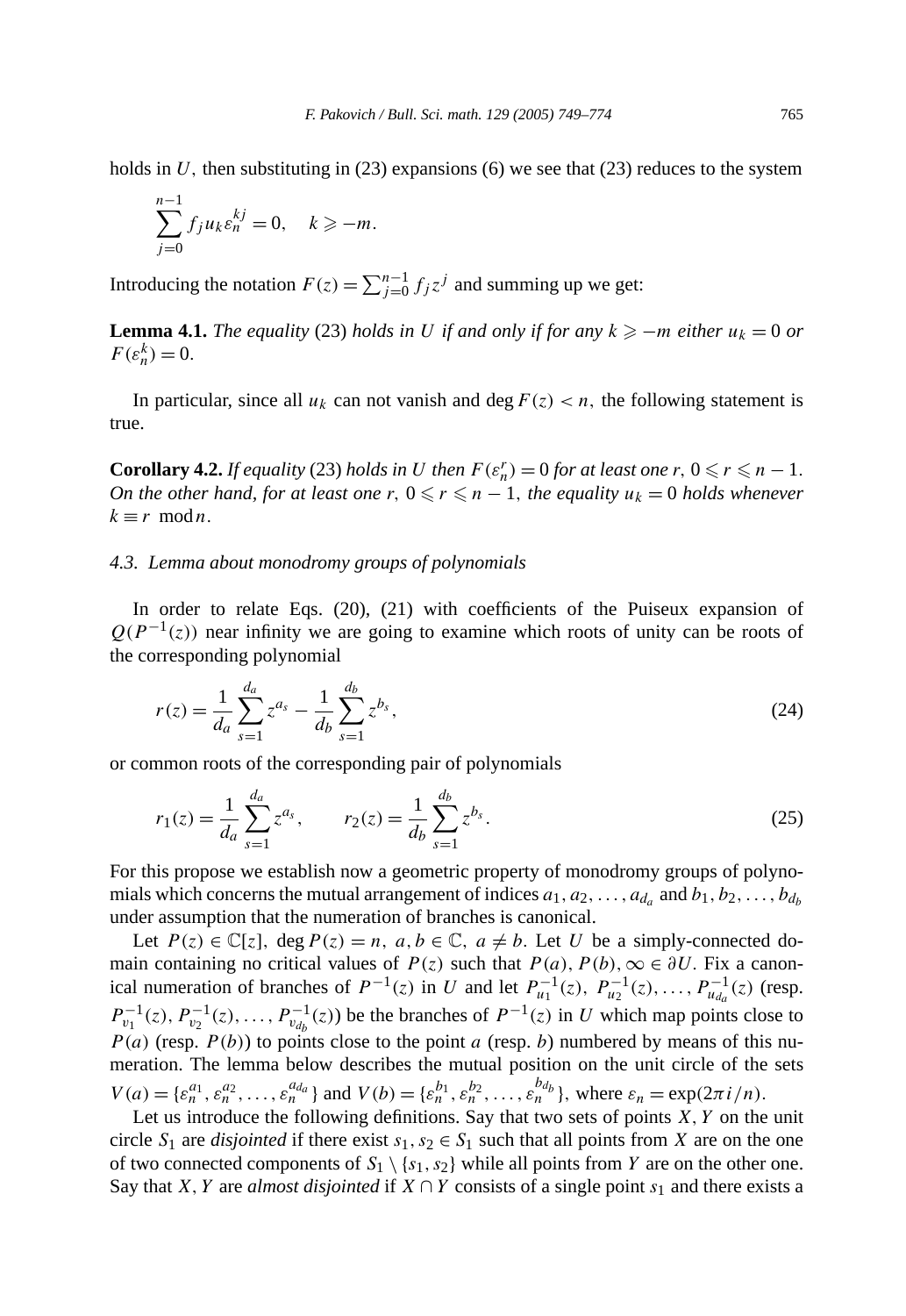holds in $U$, then substituting in (23) expansions (6) we see that (23) reduces to the system

$$\sum_{j=0}^{n-1} f_j u_k \varepsilon_n^{kj} = 0, \quad k \geqslant -m.$$

Introducing the notation $F(z) = \sum_{j=0}^{n-1} f_j z^j$ and summing up we get:

**Lemma 4.1.** *The equality* (23) *holds in $U$ if and only if for any $k \geqslant -m$ either $u_k = 0$ or $F(\varepsilon_n^k) = 0$.*

In particular, since all $u_k$ can not vanish and $\deg F(z) < n$, the following statement is true.

**Corollary 4.2.** *If equality* (23) *holds in $U$ then $F(\varepsilon_n^r) = 0$ for at least one $r$, $0 \leqslant r \leqslant n-1$. On the other hand, for at least one $r$, $0 \leqslant r \leqslant n-1$, the equality $u_k = 0$ holds whenever $k \equiv r \mod n$.*

### *4.3. Lemma about monodromy groups of polynomials*

In order to relate Eqs. (20), (21) with coefficients of the Puiseux expansion of $Q(P^{-1}(z))$ near infinity we are going to examine which roots of unity can be roots of the corresponding polynomial

$$r(z) = \frac{1}{d_a} \sum_{s=1}^{d_a} z^{a_s} - \frac{1}{d_b} \sum_{s=1}^{d_b} z^{b_s}, \tag{24}$$

or common roots of the corresponding pair of polynomials

$$r_1(z) = \frac{1}{d_a} \sum_{s=1}^{d_a} z^{a_s}, \qquad r_2(z) = \frac{1}{d_b} \sum_{s=1}^{d_b} z^{b_s}. \tag{25}$$

For this propose we establish now a geometric property of monodromy groups of polynomials which concerns the mutual arrangement of indices $a_1, a_2, \ldots, a_{d_a}$ and $b_1, b_2, \ldots, b_{d_b}$ under assumption that the numeration of branches is canonical.

Let $P(z) \in \mathbb{C}[z]$, $\deg P(z) = n$, $a, b \in \mathbb{C}$, $a \neq b$. Let $U$ be a simply-connected domain containing no critical values of $P(z)$ such that $P(a), P(b), \infty \in \partial U$. Fix a canonical numeration of branches of $P^{-1}(z)$ in $U$ and let $P_{u_1}^{-1}(z), P_{u_2}^{-1}(z), \ldots, P_{u_{d_a}}^{-1}(z)$ (resp. $P_{v_1}^{-1}(z), P_{v_2}^{-1}(z), \ldots, P_{v_{d_b}}^{-1}(z)$) be the branches of $P^{-1}(z)$ in $U$ which map points close to $P(a)$ (resp. $P(b)$) to points close to the point $a$ (resp. $b$) numbered by means of this numeration. The lemma below describes the mutual position on the unit circle of the sets $V(a) = \{\varepsilon_n^{a_1}, \varepsilon_n^{a_2}, \ldots, \varepsilon_n^{a_{d_a}}\}$ and $V(b) = \{\varepsilon_n^{b_1}, \varepsilon_n^{b_2}, \ldots, \varepsilon_n^{b_{d_b}}\}$, where $\varepsilon_n = \exp(2\pi i/n)$.

Let us introduce the following definitions. Say that two sets of points $X, Y$ on the unit circle $S_1$ are *disjointed* if there exist $s_1, s_2 \in S_1$ such that all points from $X$ are on the one of two connected components of $S_1 \setminus \{s_1, s_2\}$ while all points from $Y$ are on the other one. Say that $X, Y$ are *almost disjointed* if $X \cap Y$ consists of a single point $s_1$ and there exists a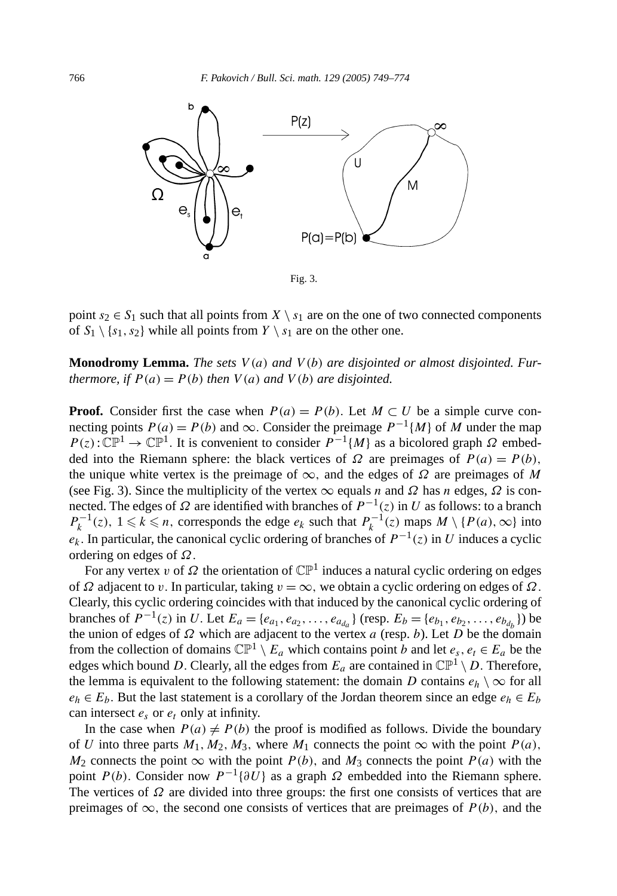Fig. 3.

point $s_2 \in S_1$ such that all points from $X \setminus s_1$ are on the one of two connected components of $S_1 \setminus \{s_1, s_2\}$ while all points from $Y \setminus s_1$ are on the other one.

**Monodromy Lemma.** *The sets $V(a)$ and $V(b)$ are disjointed or almost disjointed. Furthermore, if $P(a) = P(b)$ then $V(a)$ and $V(b)$ are disjointed.*

**Proof.** Consider first the case when $P(a) = P(b)$. Let $M \subset U$ be a simple curve connecting points $P(a) = P(b)$ and $\infty$. Consider the preimage $P^{-1}\{M\}$ of $M$ under the map $P(z): \mathbb{CP}^1 \to \mathbb{CP}^1$. It is convenient to consider $P^{-1}\{M\}$ as a bicolored graph $\Omega$ embedded into the Riemann sphere: the black vertices of $\Omega$ are preimages of $P(a) = P(b)$, the unique white vertex is the preimage of $\infty$, and the edges of $\Omega$ are preimages of $M$ (see Fig. 3). Since the multiplicity of the vertex $\infty$ equals $n$ and $\Omega$ has $n$ edges, $\Omega$ is connected. The edges of $\Omega$ are identified with branches of $P^{-1}(z)$ in $U$ as follows: to a branch $P_k^{-1}(z)$, $1 \leqslant k \leqslant n$, corresponds the edge $e_k$ such that $P_k^{-1}(z)$ maps $M \setminus \{P(a), \infty\}$ into $e_k$. In particular, the canonical cyclic ordering of branches of $P^{-1}(z)$ in $U$ induces a cyclic ordering on edges of $\Omega$.

For any vertex $v$ of $\Omega$ the orientation of $\mathbb{CP}^1$ induces a natural cyclic ordering on edges of $\Omega$ adjacent to $v$. In particular, taking $v = \infty$, we obtain a cyclic ordering on edges of $\Omega$. Clearly, this cyclic ordering coincides with that induced by the canonical cyclic ordering of branches of $P^{-1}(z)$ in $U$. Let $E_a = \{e_{a_1}, e_{a_2}, \ldots, e_{a_{d_a}}\}$ (resp. $E_b = \{e_{b_1}, e_{b_2}, \ldots, e_{b_{d_b}}\}$) be the union of edges of $\Omega$ which are adjacent to the vertex $a$ (resp. $b$). Let $D$ be the domain from the collection of domains $\mathbb{CP}^1 \setminus E_a$ which contains point $b$ and let $e_s, e_t \in E_a$ be the edges which bound $D$. Clearly, all the edges from $E_a$ are contained in $\mathbb{CP}^1 \setminus D$. Therefore, the lemma is equivalent to the following statement: the domain $D$ contains $e_h \setminus \infty$ for all $e_h \in E_b$. But the last statement is a corollary of the Jordan theorem since an edge $e_h \in E_b$ can intersect $e_s$ or $e_t$ only at infinity.

In the case when $P(a) \neq P(b)$ the proof is modified as follows. Divide the boundary of $U$ into three parts $M_1, M_2, M_3$, where $M_1$ connects the point $\infty$ with the point $P(a)$, $M_2$ connects the point $\infty$ with the point $P(b)$, and $M_3$ connects the point $P(a)$ with the point $P(b)$. Consider now $P^{-1}\{\partial U\}$ as a graph $\Omega$ embedded into the Riemann sphere. The vertices of $\Omega$ are divided into three groups: the first one consists of vertices that are preimages of $\infty$, the second one consists of vertices that are preimages of $P(b)$, and the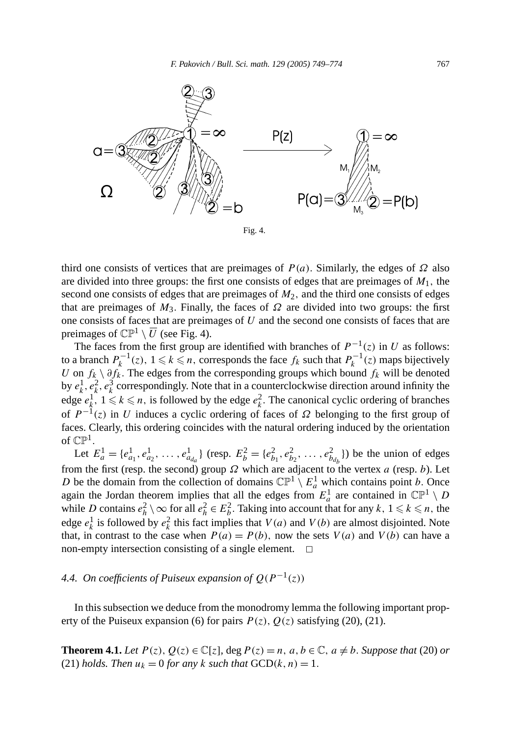Fig. 4.

third one consists of vertices that are preimages of $P(a)$. Similarly, the edges of $\Omega$ also are divided into three groups: the first one consists of edges that are preimages of $M_1$, the second one consists of edges that are preimages of $M_2$, and the third one consists of edges that are preimages of $M_3$. Finally, the faces of $\Omega$ are divided into two groups: the first one consists of faces that are preimages of $U$ and the second one consists of faces that are preimages of $\mathbb{CP}^1 \setminus \overline{U}$ (see Fig. 4).

The faces from the first group are identified with branches of $P^{-1}(z)$ in $U$ as follows: to a branch $P_k^{-1}(z)$, $1 \leqslant k \leqslant n$, corresponds the face $f_k$ such that $P_k^{-1}(z)$ maps bijectively $U$ on $f_k \setminus \partial f_k$. The edges from the corresponding groups which bound $f_k$ will be denoted by $e_k^1, e_k^2, e_k^3$ correspondingly. Note that in a counterclockwise direction around infinity the edge $e_k^1$, $1 \leqslant k \leqslant n$, is followed by the edge $e_k^2$. The canonical cyclic ordering of branches of $P^{-1}(z)$ in $U$ induces a cyclic ordering of faces of $\Omega$ belonging to the first group of faces. Clearly, this ordering coincides with the natural ordering induced by the orientation of $\mathbb{CP}^1$.

Let $E_a^1 = \{e_{a_1}^1, e_{a_2}^1, \ldots, e_{a_{d_a}}^1\}$ (resp. $E_b^2 = \{e_{b_1}^2, e_{b_2}^2, \ldots, e_{b_{d_b}}^2\}$) be the union of edges from the first (resp. the second) group $\Omega$ which are adjacent to the vertex $a$ (resp. $b$). Let $D$ be the domain from the collection of domains $\mathbb{CP}^1 \setminus E_a^1$ which contains point $b$. Once again the Jordan theorem implies that all the edges from $E_a^1$ are contained in $\mathbb{CP}^1 \setminus D$ while $D$ contains $e_h^2 \setminus \infty$ for all $e_h^2 \in E_b^2$. Taking into account that for any $k$, $1 \leqslant k \leqslant n$, the edge $e_k^1$ is followed by $e_k^2$ this fact implies that $V(a)$ and $V(b)$ are almost disjointed. Note that, in contrast to the case when $P(a) = P(b)$, now the sets $V(a)$ and $V(b)$ can have a non-empty intersection consisting of a single element. $\square$

### 4.4. *On coefficients of Puiseux expansion of $Q(P^{-1}(z))$*

In this subsection we deduce from the monodromy lemma the following important property of the Puiseux expansion (6) for pairs $P(z)$, $Q(z)$ satisfying (20), (21).

**Theorem 4.1.** *Let $P(z), Q(z) \in \mathbb{C}[z]$, $\deg P(z) = n$, $a, b \in \mathbb{C}$, $a \neq b$. Suppose that* (20) *or* (21) *holds. Then $u_k = 0$ for any $k$ such that $\mathrm{GCD}(k, n) = 1$.*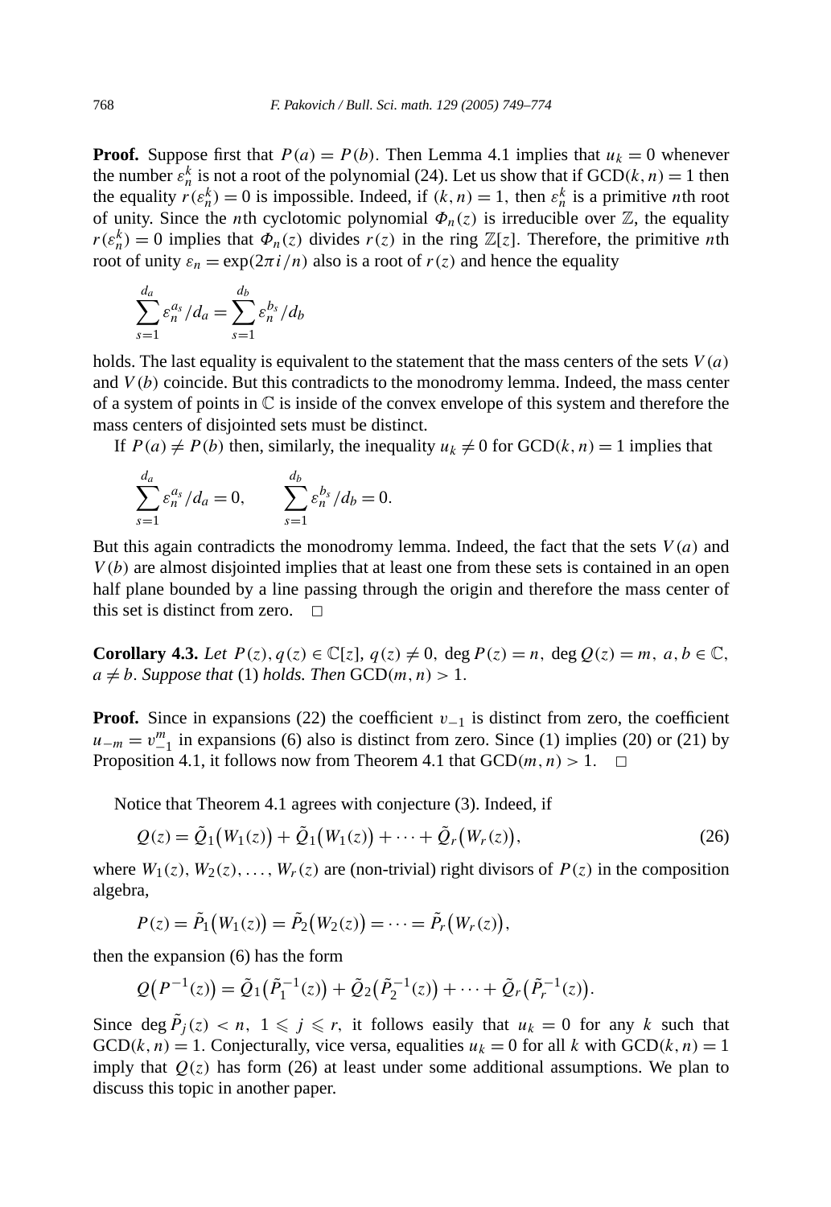**Proof.** Suppose first that $P(a) = P(b)$. Then Lemma 4.1 implies that $u_k = 0$ whenever the number $\varepsilon_n^k$ is not a root of the polynomial (24). Let us show that if $\mathrm{GCD}(k,n) = 1$ then the equality $r(\varepsilon_n^k) = 0$ is impossible. Indeed, if $(k,n) = 1$, then $\varepsilon_n^k$ is a primitive $n$th root of unity. Since the $n$th cyclotomic polynomial $\Phi_n(z)$ is irreducible over $\mathbb{Z}$, the equality $r(\varepsilon_n^k) = 0$ implies that $\Phi_n(z)$ divides $r(z)$ in the ring $\mathbb{Z}[z]$. Therefore, the primitive $n$th root of unity $\varepsilon_n = \exp(2\pi i/n)$ also is a root of $r(z)$ and hence the equality

$$\sum_{s=1}^{d_a} \varepsilon_n^{a_s}/d_a = \sum_{s=1}^{d_b} \varepsilon_n^{b_s}/d_b$$

holds. The last equality is equivalent to the statement that the mass centers of the sets $V(a)$ and $V(b)$ coincide. But this contradicts to the monodromy lemma. Indeed, the mass center of a system of points in $\mathbb{C}$ is inside of the convex envelope of this system and therefore the mass centers of disjointed sets must be distinct.

If $P(a) \neq P(b)$ then, similarly, the inequality $u_k \neq 0$ for $\mathrm{GCD}(k,n) = 1$ implies that

$$\sum_{s=1}^{d_a} \varepsilon_n^{a_s}/d_a = 0, \qquad \sum_{s=1}^{d_b} \varepsilon_n^{b_s}/d_b = 0.$$

But this again contradicts the monodromy lemma. Indeed, the fact that the sets $V(a)$ and $V(b)$ are almost disjointed implies that at least one from these sets is contained in an open half plane bounded by a line passing through the origin and therefore the mass center of this set is distinct from zero. $\square$

**Corollary 4.3.** *Let $P(z), q(z) \in \mathbb{C}[z]$, $q(z) \neq 0$, $\deg P(z) = n$, $\deg Q(z) = m$, $a, b \in \mathbb{C}$, $a \neq b$. Suppose that* (1) *holds. Then* $\mathrm{GCD}(m,n) > 1$.

**Proof.** Since in expansions (22) the coefficient $v_{-1}$ is distinct from zero, the coefficient $u_{-m} = v_{-1}^m$ in expansions (6) also is distinct from zero. Since (1) implies (20) or (21) by Proposition 4.1, it follows now from Theorem 4.1 that $\mathrm{GCD}(m,n) > 1$. $\square$

Notice that Theorem 4.1 agrees with conjecture (3). Indeed, if

$$Q(z) = \tilde{Q}_1\big(W_1(z)\big) + \tilde{Q}_1\big(W_1(z)\big) + \cdots + \tilde{Q}_r\big(W_r(z)\big), \tag{26}$$

where $W_1(z), W_2(z), \ldots, W_r(z)$ are (non-trivial) right divisors of $P(z)$ in the composition algebra,

$$P(z) = \tilde{P}_1\big(W_1(z)\big) = \tilde{P}_2\big(W_2(z)\big) = \cdots = \tilde{P}_r\big(W_r(z)\big),$$

then the expansion (6) has the form

$$Q\big(P^{-1}(z)\big) = \tilde{Q}_1\big(\tilde{P}_1^{-1}(z)\big) + \tilde{Q}_2\big(\tilde{P}_2^{-1}(z)\big) + \cdots + \tilde{Q}_r\big(\tilde{P}_r^{-1}(z)\big).$$

Since $\deg \tilde{P}_j(z) < n$, $1 \leqslant j \leqslant r$, it follows easily that $u_k = 0$ for any $k$ such that $\mathrm{GCD}(k,n) = 1$. Conjecturally, vice versa, equalities $u_k = 0$ for all $k$ with $\mathrm{GCD}(k,n) = 1$ imply that $Q(z)$ has form (26) at least under some additional assumptions. We plan to discuss this topic in another paper.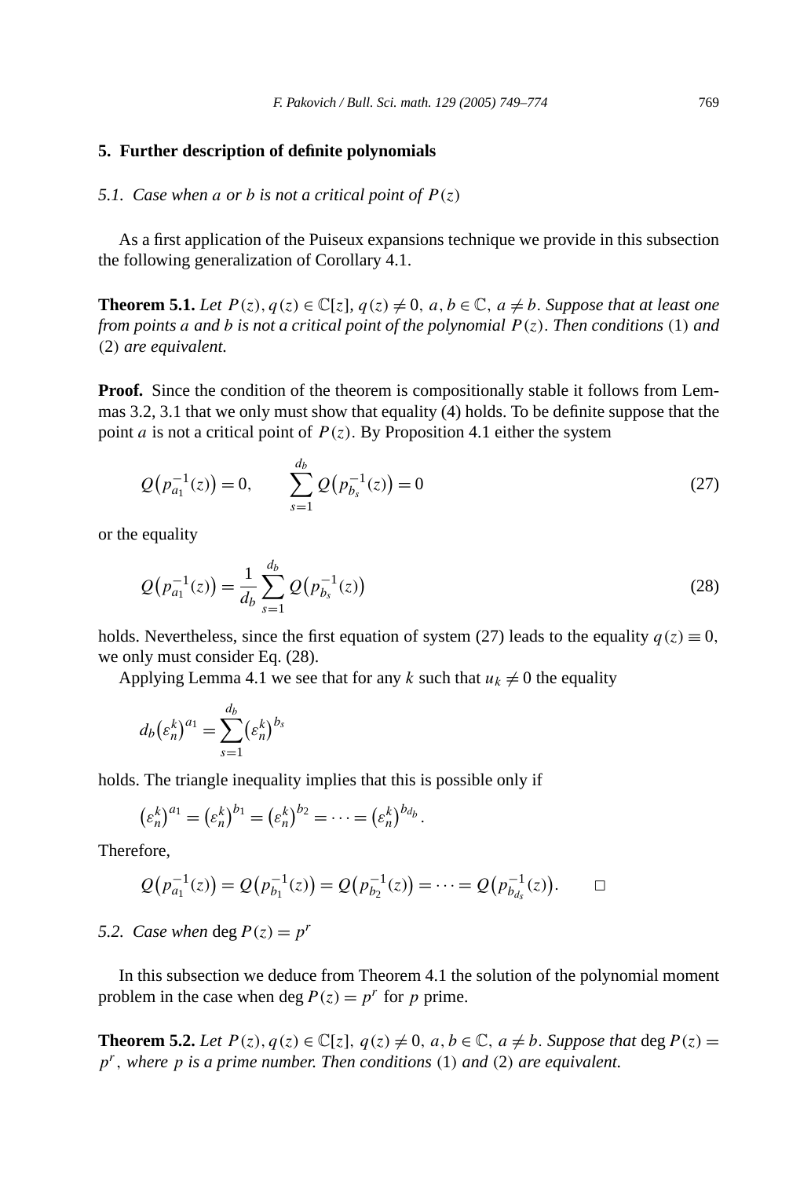## 5. Further description of definite polynomials

### 5.1. Case when $a$ or $b$ is not a critical point of $P(z)$

As a first application of the Puiseux expansions technique we provide in this subsection the following generalization of Corollary 4.1.

**Theorem 5.1.** *Let $P(z), q(z) \in \mathbb{C}[z]$, $q(z) \neq 0$, $a, b \in \mathbb{C}$, $a \neq b$. Suppose that at least one from points $a$ and $b$ is not a critical point of the polynomial $P(z)$. Then conditions* (1) *and* (2) *are equivalent.*

**Proof.** Since the condition of the theorem is compositionally stable it follows from Lemmas 3.2, 3.1 that we only must show that equality (4) holds. To be definite suppose that the point $a$ is not a critical point of $P(z)$. By Proposition 4.1 either the system

$$Q\big(p_{a_1}^{-1}(z)\big) = 0, \qquad \sum_{s=1}^{d_b} Q\big(p_{b_s}^{-1}(z)\big) = 0 \tag{27}$$

or the equality

$$Q\big(p_{a_1}^{-1}(z)\big) = \frac{1}{d_b} \sum_{s=1}^{d_b} Q\big(p_{b_s}^{-1}(z)\big) \tag{28}$$

holds. Nevertheless, since the first equation of system (27) leads to the equality $q(z) \equiv 0$, we only must consider Eq. (28).

Applying Lemma 4.1 we see that for any $k$ such that $u_k \neq 0$ the equality

$$d_b\big(\varepsilon_n^k\big)^{a_1} = \sum_{s=1}^{d_b} \big(\varepsilon_n^k\big)^{b_s}$$

holds. The triangle inequality implies that this is possible only if

$$\big(\varepsilon_n^k\big)^{a_1} = \big(\varepsilon_n^k\big)^{b_1} = \big(\varepsilon_n^k\big)^{b_2} = \cdots = \big(\varepsilon_n^k\big)^{b_{d_b}}.$$

Therefore,

$$Q\big(p_{a_1}^{-1}(z)\big) = Q\big(p_{b_1}^{-1}(z)\big) = Q\big(p_{b_2}^{-1}(z)\big) = \cdots = Q\big(p_{b_{d_s}}^{-1}(z)\big). \qquad \square$$

### 5.2. Case when $\deg P(z) = p^r$

In this subsection we deduce from Theorem 4.1 the solution of the polynomial moment problem in the case when $\deg P(z) = p^r$ for $p$ prime.

**Theorem 5.2.** *Let $P(z), q(z) \in \mathbb{C}[z]$, $q(z) \neq 0$, $a, b \in \mathbb{C}$, $a \neq b$. Suppose that $\deg P(z) = p^r$, where $p$ is a prime number. Then conditions* (1) *and* (2) *are equivalent.*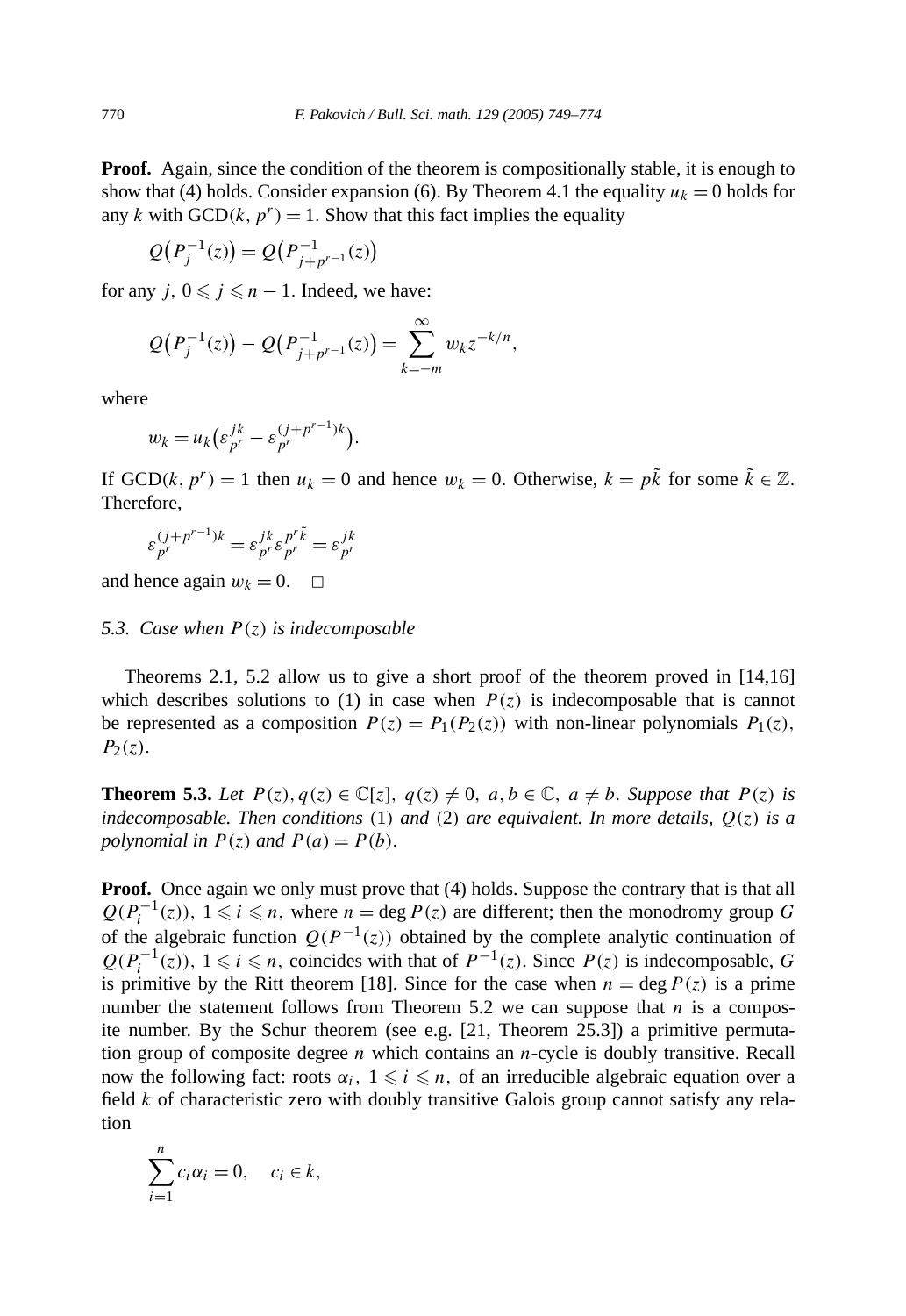**Proof.** Again, since the condition of the theorem is compositionally stable, it is enough to show that (4) holds. Consider expansion (6). By Theorem 4.1 the equality $u_k = 0$ holds for any $k$ with $\mathrm{GCD}(k, p^r) = 1$. Show that this fact implies the equality

$$Q\big(P_j^{-1}(z)\big) = Q\big(P_{j+p^{r-1}}^{-1}(z)\big)$$

for any $j$, $0 \leqslant j \leqslant n-1$. Indeed, we have:

$$Q\big(P_j^{-1}(z)\big) - Q\big(P_{j+p^{r-1}}^{-1}(z)\big) = \sum_{k=-m}^{\infty} w_k z^{-k/n},$$

where

$$w_k = u_k\big(\varepsilon_{p^r}^{jk} - \varepsilon_{p^r}^{(j+p^{r-1})k}\big).$$

If $\mathrm{GCD}(k, p^r) = 1$ then $u_k = 0$ and hence $w_k = 0$. Otherwise, $k = p\tilde{k}$ for some $\tilde{k} \in \mathbb{Z}$. Therefore,

$$\varepsilon_{p^r}^{(j+p^{r-1})k} = \varepsilon_{p^r}^{jk}\varepsilon_{p^r}^{p^r\tilde{k}} = \varepsilon_{p^r}^{jk}$$

and hence again $w_k = 0$. □

### 5.3. *Case when $P(z)$ is indecomposable*

Theorems 2.1, 5.2 allow us to give a short proof of the theorem proved in [14,16] which describes solutions to (1) in case when $P(z)$ is indecomposable that is cannot be represented as a composition $P(z) = P_1(P_2(z))$ with non-linear polynomials $P_1(z)$, $P_2(z)$.

**Theorem 5.3.** *Let $P(z), q(z) \in \mathbb{C}[z]$, $q(z) \neq 0$, $a, b \in \mathbb{C}$, $a \neq b$. Suppose that $P(z)$ is indecomposable. Then conditions* (1) *and* (2) *are equivalent. In more details, $Q(z)$ is a polynomial in $P(z)$ and $P(a) = P(b)$.*

**Proof.** Once again we only must prove that (4) holds. Suppose the contrary that is that all $Q(P_i^{-1}(z))$, $1 \leqslant i \leqslant n$, where $n = \deg P(z)$ are different; then the monodromy group $G$ of the algebraic function $Q(P^{-1}(z))$ obtained by the complete analytic continuation of $Q(P_i^{-1}(z))$, $1 \leqslant i \leqslant n$, coincides with that of $P^{-1}(z)$. Since $P(z)$ is indecomposable, $G$ is primitive by the Ritt theorem [18]. Since for the case when $n = \deg P(z)$ is a prime number the statement follows from Theorem 5.2 we can suppose that $n$ is a composite number. By the Schur theorem (see e.g. [21, Theorem 25.3]) a primitive permutation group of composite degree $n$ which contains an $n$-cycle is doubly transitive. Recall now the following fact: roots $\alpha_i$, $1 \leqslant i \leqslant n$, of an irreducible algebraic equation over a field $k$ of characteristic zero with doubly transitive Galois group cannot satisfy any relation

$$\sum_{i=1}^{n} c_i\alpha_i = 0, \quad c_i \in k,$$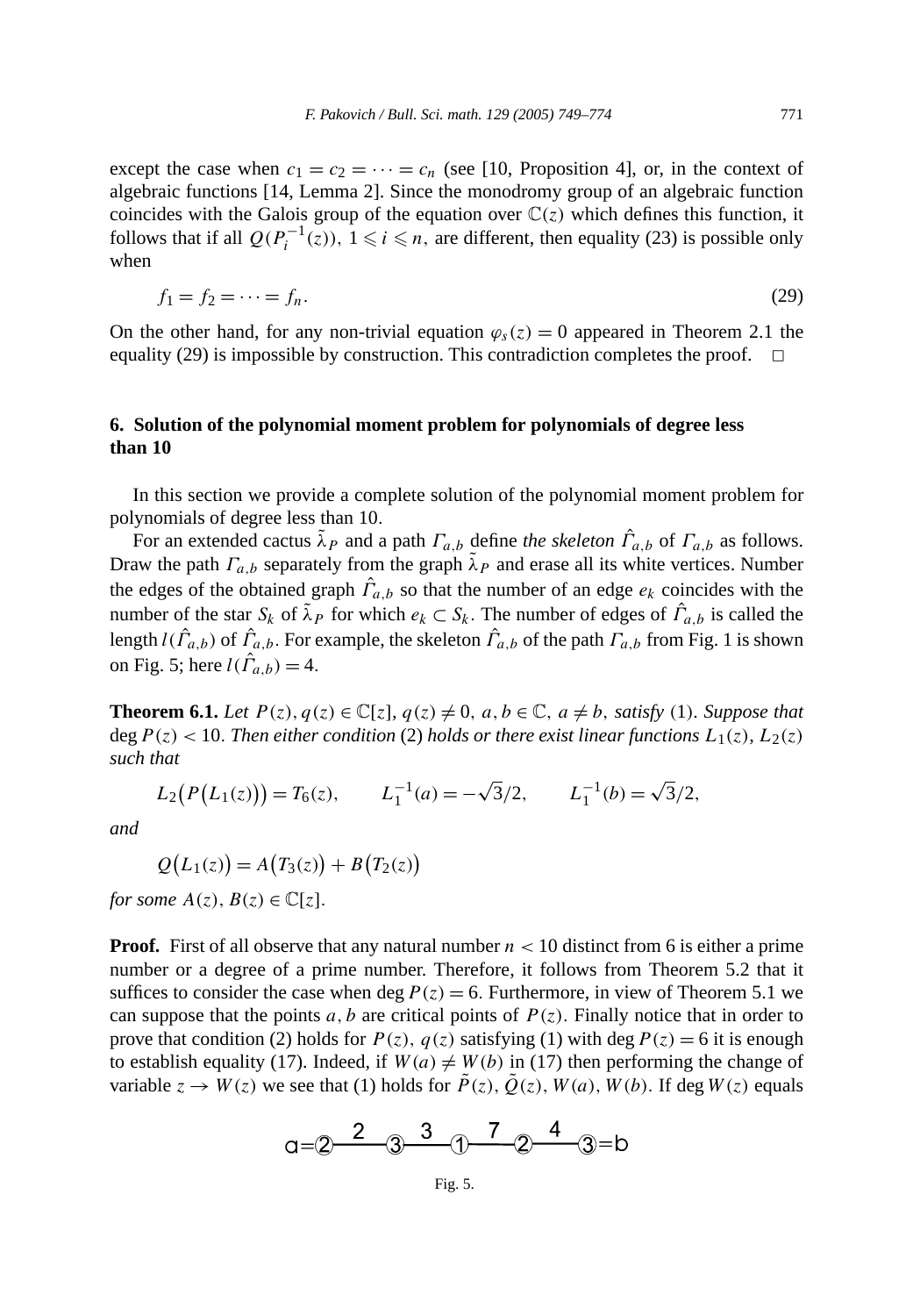except the case when $c_1 = c_2 = \cdots = c_n$ (see [10, Proposition 4], or, in the context of algebraic functions [14, Lemma 2]. Since the monodromy group of an algebraic function coincides with the Galois group of the equation over $\mathbb{C}(z)$ which defines this function, it follows that if all $Q(P_i^{-1}(z))$, $1 \leqslant i \leqslant n$, are different, then equality (23) is possible only when

$$f_1 = f_2 = \cdots = f_n. \tag{29}$$

On the other hand, for any non-trivial equation $\varphi_s(z) = 0$ appeared in Theorem 2.1 the equality (29) is impossible by construction. This contradiction completes the proof. □

## 6. Solution of the polynomial moment problem for polynomials of degree less than 10

In this section we provide a complete solution of the polynomial moment problem for polynomials of degree less than 10.

For an extended cactus $\tilde{\lambda}_P$ and a path $\Gamma_{a,b}$ define *the skeleton* $\hat{\Gamma}_{a,b}$ of $\Gamma_{a,b}$ as follows. Draw the path $\Gamma_{a,b}$ separately from the graph $\tilde{\lambda}_P$ and erase all its white vertices. Number the edges of the obtained graph $\hat{\Gamma}_{a,b}$ so that the number of an edge $e_k$ coincides with the number of the star $S_k$ of $\tilde{\lambda}_P$ for which $e_k \subset S_k$. The number of edges of $\hat{\Gamma}_{a,b}$ is called the length $l(\hat{\Gamma}_{a,b})$ of $\hat{\Gamma}_{a,b}$. For example, the skeleton $\hat{\Gamma}_{a,b}$ of the path $\Gamma_{a,b}$ from Fig. 1 is shown on Fig. 5; here $l(\hat{\Gamma}_{a,b}) = 4$.

**Theorem 6.1.** *Let $P(z), q(z) \in \mathbb{C}[z]$, $q(z) \neq 0$, $a, b \in \mathbb{C}$, $a \neq b$, satisfy* (1). *Suppose that* $\deg P(z) < 10$. *Then either condition* (2) *holds or there exist linear functions $L_1(z)$, $L_2(z)$ such that*

$$L_2\big(P\big(L_1(z)\big)\big) = T_6(z), \qquad L_1^{-1}(a) = -\sqrt{3}/2, \qquad L_1^{-1}(b) = \sqrt{3}/2,$$

*and*

$$Q\big(L_1(z)\big) = A\big(T_3(z)\big) + B\big(T_2(z)\big)$$

*for some $A(z), B(z) \in \mathbb{C}[z]$.*

**Proof.** First of all observe that any natural number $n < 10$ distinct from 6 is either a prime number or a degree of a prime number. Therefore, it follows from Theorem 5.2 that it suffices to consider the case when $\deg P(z) = 6$. Furthermore, in view of Theorem 5.1 we can suppose that the points $a, b$ are critical points of $P(z)$. Finally notice that in order to prove that condition (2) holds for $P(z)$, $q(z)$ satisfying (1) with $\deg P(z) = 6$ it is enough to establish equality (17). Indeed, if $W(a) \neq W(b)$ in (17) then performing the change of variable $z \to W(z)$ we see that (1) holds for $\tilde{P}(z)$, $\tilde{Q}(z)$, $W(a)$, $W(b)$. If $\deg W(z)$ equals

a=②—2—③—3—①—7—②—4—③=b

Fig. 5.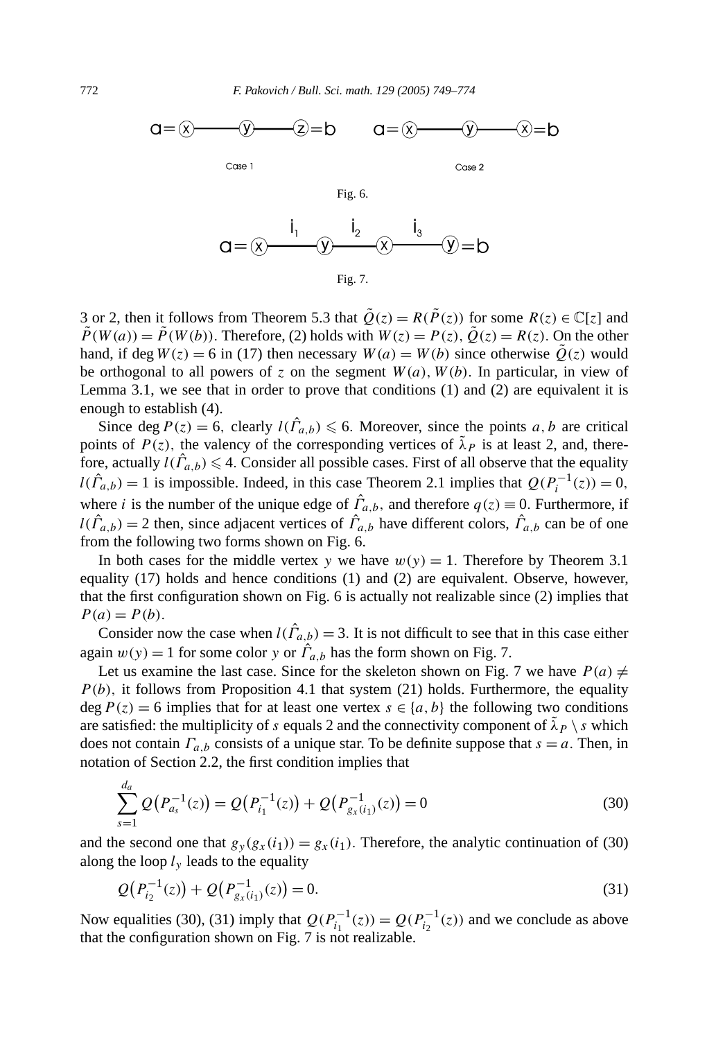a = (x) ——— (y) ——— (z) = b       a = (x) ——— (y) ——— (x) = b

Case 1       Case 2

Fig. 6.

a = (x) —$i_1$— (y) —$i_2$— (x) —$i_3$— (y) = b

Fig. 7.

3 or 2, then it follows from Theorem 5.3 that $\tilde{Q}(z) = R(\tilde{P}(z))$ for some $R(z) \in \mathbb{C}[z]$ and $\tilde{P}(W(a)) = \tilde{P}(W(b))$. Therefore, (2) holds with $W(z) = P(z)$, $\tilde{Q}(z) = R(z)$. On the other hand, if $\deg W(z) = 6$ in (17) then necessary $W(a) = W(b)$ since otherwise $\tilde{Q}(z)$ would be orthogonal to all powers of $z$ on the segment $W(a), W(b)$. In particular, in view of Lemma 3.1, we see that in order to prove that conditions (1) and (2) are equivalent it is enough to establish (4).

Since $\deg P(z) = 6$, clearly $l(\hat{\Gamma}_{a,b}) \leqslant 6$. Moreover, since the points $a, b$ are critical points of $P(z)$, the valency of the corresponding vertices of $\tilde{\lambda}_P$ is at least 2, and, therefore, actually $l(\hat{\Gamma}_{a,b}) \leqslant 4$. Consider all possible cases. First of all observe that the equality $l(\hat{\Gamma}_{a,b}) = 1$ is impossible. Indeed, in this case Theorem 2.1 implies that $Q(P_i^{-1}(z)) = 0$, where $i$ is the number of the unique edge of $\hat{\Gamma}_{a,b}$, and therefore $q(z) \equiv 0$. Furthermore, if $l(\hat{\Gamma}_{a,b}) = 2$ then, since adjacent vertices of $\hat{\Gamma}_{a,b}$ have different colors, $\hat{\Gamma}_{a,b}$ can be of one from the following two forms shown on Fig. 6.

In both cases for the middle vertex $y$ we have $w(y) = 1$. Therefore by Theorem 3.1 equality (17) holds and hence conditions (1) and (2) are equivalent. Observe, however, that the first configuration shown on Fig. 6 is actually not realizable since (2) implies that $P(a) = P(b)$.

Consider now the case when $l(\hat{\Gamma}_{a,b}) = 3$. It is not difficult to see that in this case either again $w(y) = 1$ for some color $y$ or $\hat{\Gamma}_{a,b}$ has the form shown on Fig. 7.

Let us examine the last case. Since for the skeleton shown on Fig. 7 we have $P(a) \neq P(b)$, it follows from Proposition 4.1 that system (21) holds. Furthermore, the equality $\deg P(z) = 6$ implies that for at least one vertex $s \in \{a, b\}$ the following two conditions are satisfied: the multiplicity of $s$ equals 2 and the connectivity component of $\tilde{\lambda}_P \setminus s$ which does not contain $\Gamma_{a,b}$ consists of a unique star. To be definite suppose that $s = a$. Then, in notation of Section 2.2, the first condition implies that

$$\sum_{s=1}^{d_a} Q\big(P_{a_s}^{-1}(z)\big) = Q\big(P_{i_1}^{-1}(z)\big) + Q\big(P_{g_x(i_1)}^{-1}(z)\big) = 0 \tag{30}$$

and the second one that $g_y(g_x(i_1)) = g_x(i_1)$. Therefore, the analytic continuation of (30) along the loop $l_y$ leads to the equality

$$Q\big(P_{i_2}^{-1}(z)\big) + Q\big(P_{g_x(i_1)}^{-1}(z)\big) = 0. \tag{31}$$

Now equalities (30), (31) imply that $Q(P_{i_1}^{-1}(z)) = Q(P_{i_2}^{-1}(z))$ and we conclude as above that the configuration shown on Fig. 7 is not realizable.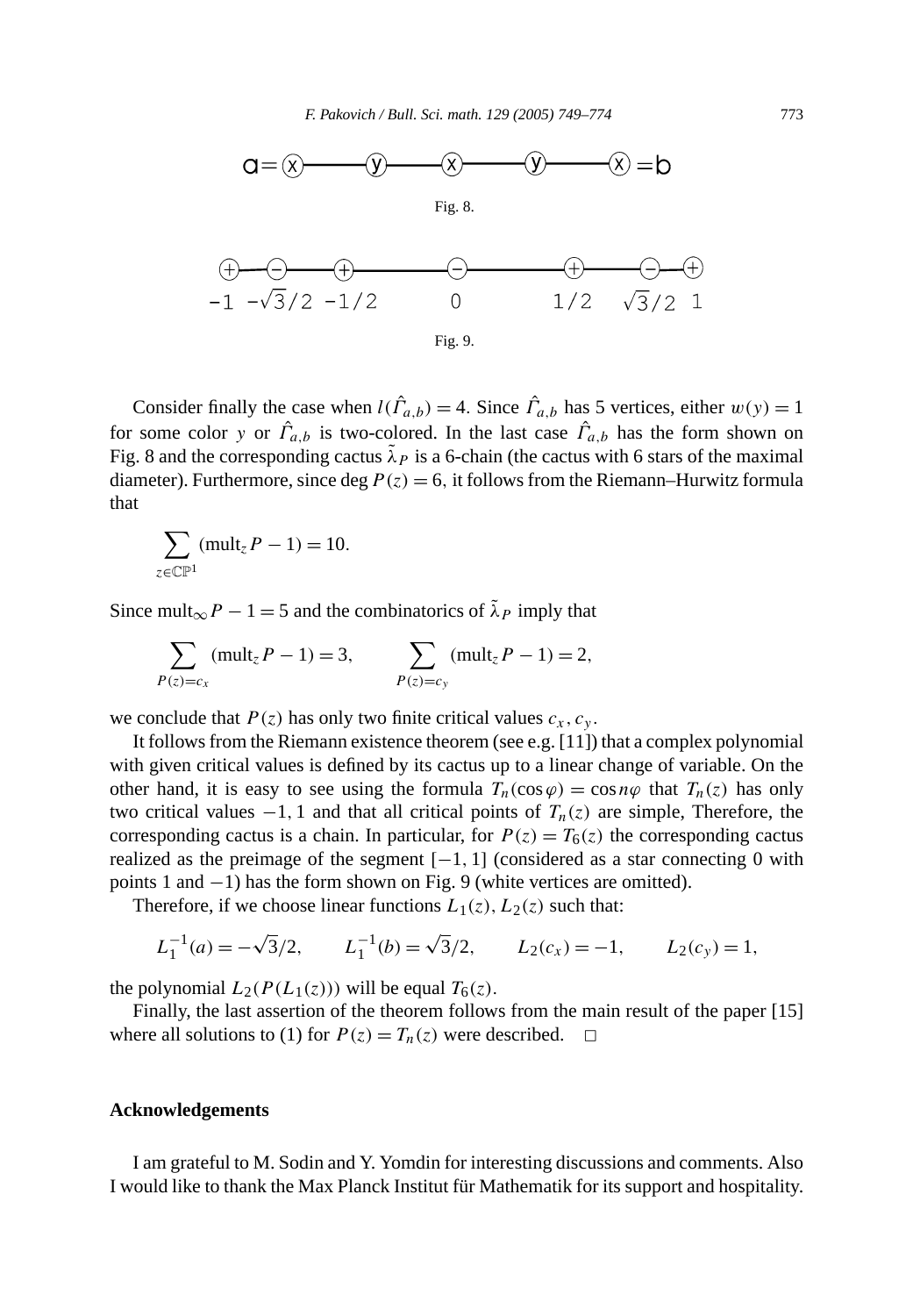Fig. 8.

Fig. 9.

Consider finally the case when $l(\hat{\Gamma}_{a,b}) = 4$. Since $\hat{\Gamma}_{a,b}$ has 5 vertices, either $w(y) = 1$ for some color $y$ or $\hat{\Gamma}_{a,b}$ is two-colored. In the last case $\hat{\Gamma}_{a,b}$ has the form shown on Fig. 8 and the corresponding cactus $\tilde{\lambda}_P$ is a 6-chain (the cactus with 6 stars of the maximal diameter). Furthermore, since $\deg P(z) = 6$, it follows from the Riemann–Hurwitz formula that

$$\sum_{z \in \mathbb{CP}^1} (\text{mult}_z P - 1) = 10.$$

Since $\text{mult}_\infty P - 1 = 5$ and the combinatorics of $\tilde{\lambda}_P$ imply that

$$\sum_{P(z) = c_x} (\text{mult}_z P - 1) = 3, \qquad \sum_{P(z) = c_y} (\text{mult}_z P - 1) = 2,$$

we conclude that $P(z)$ has only two finite critical values $c_x, c_y$.

It follows from the Riemann existence theorem (see e.g. [11]) that a complex polynomial with given critical values is defined by its cactus up to a linear change of variable. On the other hand, it is easy to see using the formula $T_n(\cos\varphi) = \cos n\varphi$ that $T_n(z)$ has only two critical values $-1, 1$ and that all critical points of $T_n(z)$ are simple, Therefore, the corresponding cactus is a chain. In particular, for $P(z) = T_6(z)$ the corresponding cactus realized as the preimage of the segment $[-1, 1]$ (considered as a star connecting 0 with points 1 and $-1$) has the form shown on Fig. 9 (white vertices are omitted).

Therefore, if we choose linear functions $L_1(z), L_2(z)$ such that:

$$L_1^{-1}(a) = -\sqrt{3}/2, \qquad L_1^{-1}(b) = \sqrt{3}/2, \qquad L_2(c_x) = -1, \qquad L_2(c_y) = 1,$$

the polynomial $L_2(P(L_1(z)))$ will be equal $T_6(z)$.

Finally, the last assertion of the theorem follows from the main result of the paper [15] where all solutions to (1) for $P(z) = T_n(z)$ were described. $\square$

## Acknowledgements

I am grateful to M. Sodin and Y. Yomdin for interesting discussions and comments. Also I would like to thank the Max Planck Institut für Mathematik for its support and hospitality.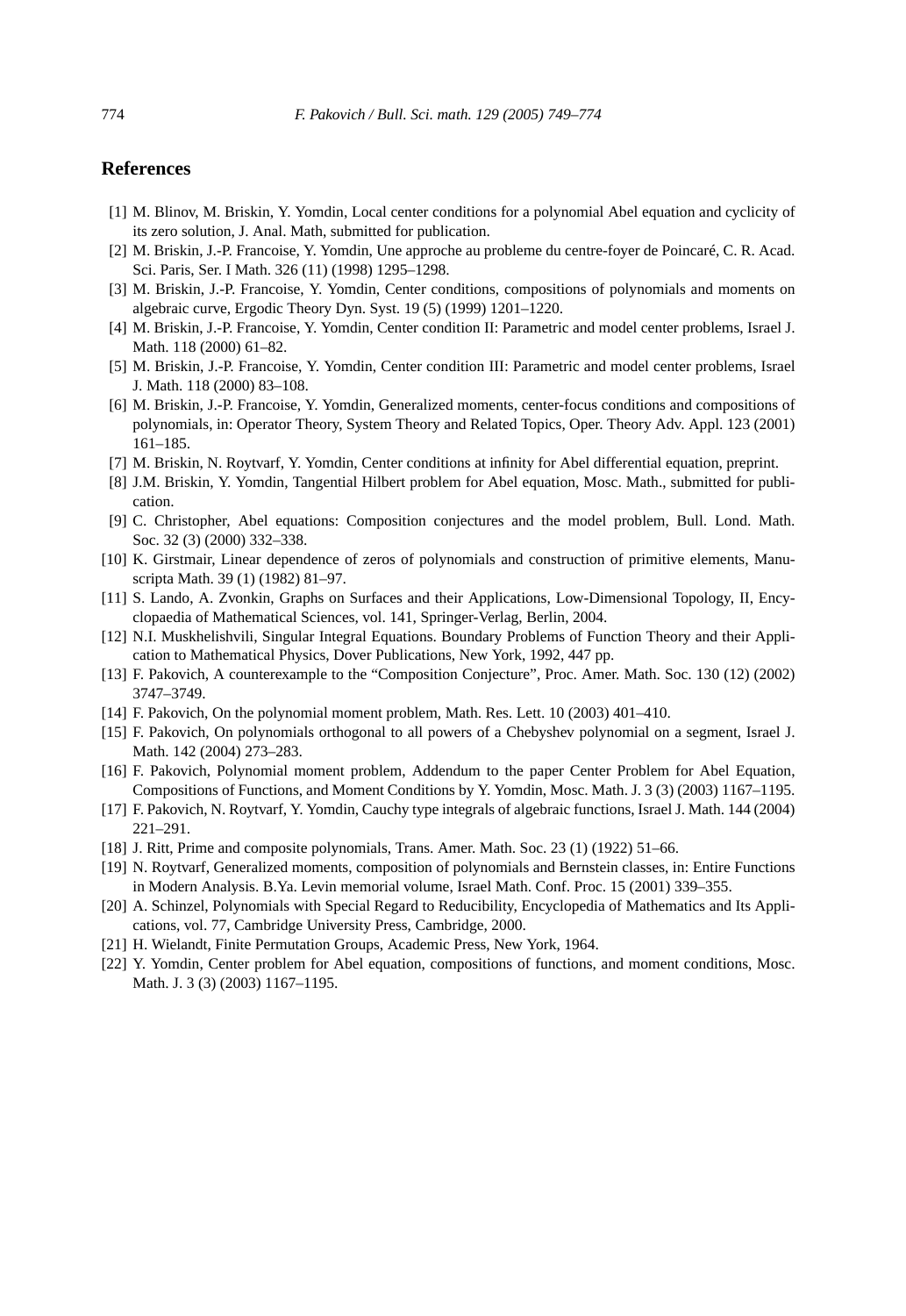## References

[1] M. Blinov, M. Briskin, Y. Yomdin, Local center conditions for a polynomial Abel equation and cyclicity of its zero solution, J. Anal. Math, submitted for publication.

[2] M. Briskin, J.-P. Francoise, Y. Yomdin, Une approche au probleme du centre-foyer de Poincaré, C. R. Acad. Sci. Paris, Ser. I Math. 326 (11) (1998) 1295–1298.

[3] M. Briskin, J.-P. Francoise, Y. Yomdin, Center conditions, compositions of polynomials and moments on algebraic curve, Ergodic Theory Dyn. Syst. 19 (5) (1999) 1201–1220.

[4] M. Briskin, J.-P. Francoise, Y. Yomdin, Center condition II: Parametric and model center problems, Israel J. Math. 118 (2000) 61–82.

[5] M. Briskin, J.-P. Francoise, Y. Yomdin, Center condition III: Parametric and model center problems, Israel J. Math. 118 (2000) 83–108.

[6] M. Briskin, J.-P. Francoise, Y. Yomdin, Generalized moments, center-focus conditions and compositions of polynomials, in: Operator Theory, System Theory and Related Topics, Oper. Theory Adv. Appl. 123 (2001) 161–185.

[7] M. Briskin, N. Roytvarf, Y. Yomdin, Center conditions at infinity for Abel differential equation, preprint.

[8] J.M. Briskin, Y. Yomdin, Tangential Hilbert problem for Abel equation, Mosc. Math., submitted for publication.

[9] C. Christopher, Abel equations: Composition conjectures and the model problem, Bull. Lond. Math. Soc. 32 (3) (2000) 332–338.

[10] K. Girstmair, Linear dependence of zeros of polynomials and construction of primitive elements, Manuscripta Math. 39 (1) (1982) 81–97.

[11] S. Lando, A. Zvonkin, Graphs on Surfaces and their Applications, Low-Dimensional Topology, II, Encyclopaedia of Mathematical Sciences, vol. 141, Springer-Verlag, Berlin, 2004.

[12] N.I. Muskhelishvili, Singular Integral Equations. Boundary Problems of Function Theory and their Application to Mathematical Physics, Dover Publications, New York, 1992, 447 pp.

[13] F. Pakovich, A counterexample to the "Composition Conjecture", Proc. Amer. Math. Soc. 130 (12) (2002) 3747–3749.

[14] F. Pakovich, On the polynomial moment problem, Math. Res. Lett. 10 (2003) 401–410.

[15] F. Pakovich, On polynomials orthogonal to all powers of a Chebyshev polynomial on a segment, Israel J. Math. 142 (2004) 273–283.

[16] F. Pakovich, Polynomial moment problem, Addendum to the paper Center Problem for Abel Equation, Compositions of Functions, and Moment Conditions by Y. Yomdin, Mosc. Math. J. 3 (3) (2003) 1167–1195.

[17] F. Pakovich, N. Roytvarf, Y. Yomdin, Cauchy type integrals of algebraic functions, Israel J. Math. 144 (2004) 221–291.

[18] J. Ritt, Prime and composite polynomials, Trans. Amer. Math. Soc. 23 (1) (1922) 51–66.

[19] N. Roytvarf, Generalized moments, composition of polynomials and Bernstein classes, in: Entire Functions in Modern Analysis. B.Ya. Levin memorial volume, Israel Math. Conf. Proc. 15 (2001) 339–355.

[20] A. Schinzel, Polynomials with Special Regard to Reducibility, Encyclopedia of Mathematics and Its Applications, vol. 77, Cambridge University Press, Cambridge, 2000.

[21] H. Wielandt, Finite Permutation Groups, Academic Press, New York, 1964.

[22] Y. Yomdin, Center problem for Abel equation, compositions of functions, and moment conditions, Mosc. Math. J. 3 (3) (2003) 1167–1195.